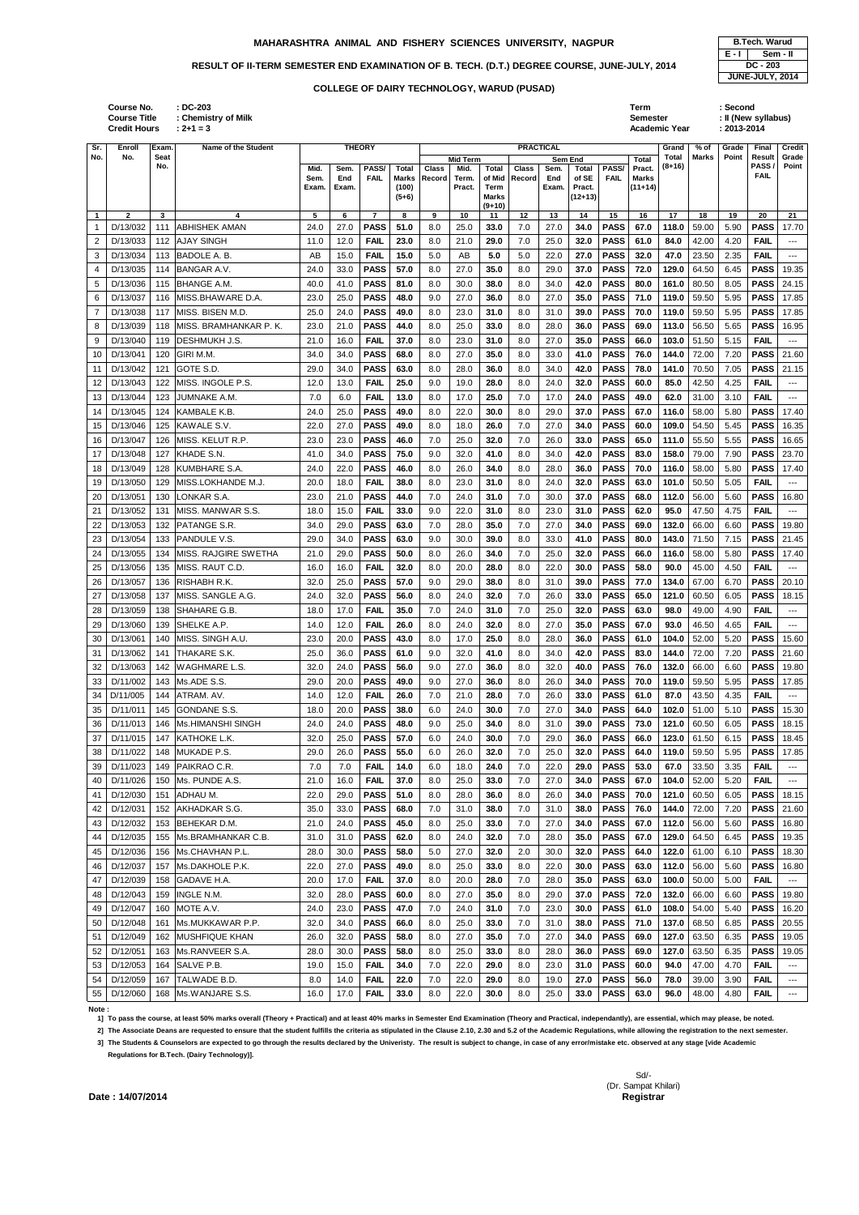# MAHARASHTRA ANIMAL AND FISHERY SCIENCES UNIVERSITY, NAGPUR

| B.Tech. Warud | |
|---|---|
| E - I | Sem - II |
| DC - 203 | |
| JUNE-JULY, 2014 | |

## RESULT OF II-TERM SEMESTER END EXAMINATION OF B. TECH. (D.T.) DEGREE COURSE, JUNE-JULY, 2014

### COLLEGE OF DAIRY TECHNOLOGY, WARUD (PUSAD)

Course No. : DC-203
Course Title : Chemistry of Milk
Credit Hours : 2+1 = 3

Term : Second
Semester : II (New syllabus)
Academic Year : 2013-2014

| Sr. No. | Enroll No. | Exam. Seat No. | Name of the Student | THEORY Mid. Sem. Exam. | Sem. End Exam. | PASS/ FAIL | Total Marks (100) (5+6) | PRACTICAL Mid Term Class Record | Mid. Term. Pract. | Total of Mid Term Marks (9+10) | Sem End Class Record | Sem. End Exam. | Total of SE Pract. (12+13) | PASS/ FAIL | Total Pract. Marks (11+14) | Grand Total (8+16) | % of Marks | Grade Point | Final Result PASS / FAIL | Credit Grade Point |
|---|---|---|---|---|---|---|---|---|---|---|---|---|---|---|---|---|---|---|---|---|
| 1 | 2 | 3 | 4 | 5 | 6 | 7 | 8 | 9 | 10 | 11 | 12 | 13 | 14 | 15 | 16 | 17 | 18 | 19 | 20 | 21 |
| 1 | D/13/032 | 111 | ABHISHEK AMAN | 24.0 | 27.0 | PASS | 51.0 | 8.0 | 25.0 | 33.0 | 7.0 | 27.0 | 34.0 | PASS | 67.0 | 118.0 | 59.00 | 5.90 | PASS | 17.70 |
| 2 | D/13/033 | 112 | AJAY SINGH | 11.0 | 12.0 | FAIL | 23.0 | 8.0 | 21.0 | 29.0 | 7.0 | 25.0 | 32.0 | PASS | 61.0 | 84.0 | 42.00 | 4.20 | FAIL | --- |
| 3 | D/13/034 | 113 | BADOLE A. B. | AB | 15.0 | FAIL | 15.0 | 5.0 | AB | 5.0 | 5.0 | 22.0 | 27.0 | PASS | 32.0 | 47.0 | 23.50 | 2.35 | FAIL | --- |
| 4 | D/13/035 | 114 | BANGAR A.V. | 24.0 | 33.0 | PASS | 57.0 | 8.0 | 27.0 | 35.0 | 8.0 | 29.0 | 37.0 | PASS | 72.0 | 129.0 | 64.50 | 6.45 | PASS | 19.35 |
| 5 | D/13/036 | 115 | BHANGE A.M. | 40.0 | 41.0 | PASS | 81.0 | 8.0 | 30.0 | 38.0 | 8.0 | 34.0 | 42.0 | PASS | 80.0 | 161.0 | 80.50 | 8.05 | PASS | 24.15 |
| 6 | D/13/037 | 116 | MISS.BHAWARE D.A. | 23.0 | 25.0 | PASS | 48.0 | 9.0 | 27.0 | 36.0 | 8.0 | 27.0 | 35.0 | PASS | 71.0 | 119.0 | 59.50 | 5.95 | PASS | 17.85 |
| 7 | D/13/038 | 117 | MISS. BISEN M.D. | 25.0 | 24.0 | PASS | 49.0 | 8.0 | 23.0 | 31.0 | 8.0 | 31.0 | 39.0 | PASS | 70.0 | 119.0 | 59.50 | 5.95 | PASS | 17.85 |
| 8 | D/13/039 | 118 | MISS. BRAMHANKAR P. K. | 23.0 | 21.0 | PASS | 44.0 | 8.0 | 25.0 | 33.0 | 8.0 | 28.0 | 36.0 | PASS | 69.0 | 113.0 | 56.50 | 5.65 | PASS | 16.95 |
| 9 | D/13/040 | 119 | DESHMUKH J.S. | 21.0 | 16.0 | FAIL | 37.0 | 8.0 | 23.0 | 31.0 | 8.0 | 27.0 | 35.0 | PASS | 66.0 | 103.0 | 51.50 | 5.15 | FAIL | --- |
| 10 | D/13/041 | 120 | GIRI M.M. | 34.0 | 34.0 | PASS | 68.0 | 8.0 | 27.0 | 35.0 | 8.0 | 33.0 | 41.0 | PASS | 76.0 | 144.0 | 72.00 | 7.20 | PASS | 21.60 |
| 11 | D/13/042 | 121 | GOTE S.D. | 29.0 | 34.0 | PASS | 63.0 | 8.0 | 28.0 | 36.0 | 8.0 | 34.0 | 42.0 | PASS | 78.0 | 141.0 | 70.50 | 7.05 | PASS | 21.15 |
| 12 | D/13/043 | 122 | MISS. INGOLE P.S. | 12.0 | 13.0 | FAIL | 25.0 | 9.0 | 19.0 | 28.0 | 8.0 | 24.0 | 32.0 | PASS | 60.0 | 85.0 | 42.50 | 4.25 | FAIL | --- |
| 13 | D/13/044 | 123 | JUMNAKE A.M. | 7.0 | 6.0 | FAIL | 13.0 | 8.0 | 17.0 | 25.0 | 7.0 | 17.0 | 24.0 | PASS | 49.0 | 62.0 | 31.00 | 3.10 | FAIL | --- |
| 14 | D/13/045 | 124 | KAMBALE K.B. | 24.0 | 25.0 | PASS | 49.0 | 8.0 | 22.0 | 30.0 | 8.0 | 29.0 | 37.0 | PASS | 67.0 | 116.0 | 58.00 | 5.80 | PASS | 17.40 |
| 15 | D/13/046 | 125 | KAWALE S.V. | 22.0 | 27.0 | PASS | 49.0 | 8.0 | 18.0 | 26.0 | 7.0 | 27.0 | 34.0 | PASS | 60.0 | 109.0 | 54.50 | 5.45 | PASS | 16.35 |
| 16 | D/13/047 | 126 | MISS. KELUT R.P. | 23.0 | 23.0 | PASS | 46.0 | 7.0 | 25.0 | 32.0 | 7.0 | 26.0 | 33.0 | PASS | 65.0 | 111.0 | 55.50 | 5.55 | PASS | 16.65 |
| 17 | D/13/048 | 127 | KHADE S.N. | 41.0 | 34.0 | PASS | 75.0 | 9.0 | 32.0 | 41.0 | 8.0 | 34.0 | 42.0 | PASS | 83.0 | 158.0 | 79.00 | 7.90 | PASS | 23.70 |
| 18 | D/13/049 | 128 | KUMBHARE S.A. | 24.0 | 22.0 | PASS | 46.0 | 8.0 | 26.0 | 34.0 | 8.0 | 28.0 | 36.0 | PASS | 70.0 | 116.0 | 58.00 | 5.80 | PASS | 17.40 |
| 19 | D/13/050 | 129 | MISS.LOKHANDE M.J. | 20.0 | 18.0 | FAIL | 38.0 | 8.0 | 23.0 | 31.0 | 8.0 | 24.0 | 32.0 | PASS | 63.0 | 101.0 | 50.50 | 5.05 | FAIL | --- |
| 20 | D/13/051 | 130 | LONKAR S.A. | 23.0 | 21.0 | PASS | 44.0 | 7.0 | 24.0 | 31.0 | 7.0 | 30.0 | 37.0 | PASS | 68.0 | 112.0 | 56.00 | 5.60 | PASS | 16.80 |
| 21 | D/13/052 | 131 | MISS. MANWAR S.S. | 18.0 | 15.0 | FAIL | 33.0 | 9.0 | 22.0 | 31.0 | 8.0 | 23.0 | 31.0 | PASS | 62.0 | 95.0 | 47.50 | 4.75 | FAIL | --- |
| 22 | D/13/053 | 132 | PATANGE S.R. | 34.0 | 29.0 | PASS | 63.0 | 7.0 | 28.0 | 35.0 | 7.0 | 27.0 | 34.0 | PASS | 69.0 | 132.0 | 66.00 | 6.60 | PASS | 19.80 |
| 23 | D/13/054 | 133 | PANDULE V.S. | 29.0 | 34.0 | PASS | 63.0 | 9.0 | 30.0 | 39.0 | 8.0 | 33.0 | 41.0 | PASS | 80.0 | 143.0 | 71.50 | 7.15 | PASS | 21.45 |
| 24 | D/13/055 | 134 | MISS. RAJGIRE SWETHA | 21.0 | 29.0 | PASS | 50.0 | 8.0 | 26.0 | 34.0 | 7.0 | 25.0 | 32.0 | PASS | 66.0 | 116.0 | 58.00 | 5.80 | PASS | 17.40 |
| 25 | D/13/056 | 135 | MISS. RAUT C.D. | 16.0 | 16.0 | FAIL | 32.0 | 8.0 | 20.0 | 28.0 | 8.0 | 22.0 | 30.0 | PASS | 58.0 | 90.0 | 45.00 | 4.50 | FAIL | --- |
| 26 | D/13/057 | 136 | RISHABH R.K. | 32.0 | 25.0 | PASS | 57.0 | 9.0 | 29.0 | 38.0 | 8.0 | 31.0 | 39.0 | PASS | 77.0 | 134.0 | 67.00 | 6.70 | PASS | 20.10 |
| 27 | D/13/058 | 137 | MISS. SANGLE A.G. | 24.0 | 32.0 | PASS | 56.0 | 8.0 | 24.0 | 32.0 | 7.0 | 26.0 | 33.0 | PASS | 65.0 | 121.0 | 60.50 | 6.05 | PASS | 18.15 |
| 28 | D/13/059 | 138 | SHAHARE G.B. | 18.0 | 17.0 | FAIL | 35.0 | 7.0 | 24.0 | 31.0 | 7.0 | 25.0 | 32.0 | PASS | 63.0 | 98.0 | 49.00 | 4.90 | FAIL | --- |
| 29 | D/13/060 | 139 | SHELKE A.P. | 14.0 | 12.0 | FAIL | 26.0 | 8.0 | 24.0 | 32.0 | 8.0 | 27.0 | 35.0 | PASS | 67.0 | 93.0 | 46.50 | 4.65 | FAIL | --- |
| 30 | D/13/061 | 140 | MISS. SINGH A.U. | 23.0 | 20.0 | PASS | 43.0 | 8.0 | 17.0 | 25.0 | 8.0 | 28.0 | 36.0 | PASS | 61.0 | 104.0 | 52.00 | 5.20 | PASS | 15.60 |
| 31 | D/13/062 | 141 | THAKARE S.K. | 25.0 | 36.0 | PASS | 61.0 | 9.0 | 32.0 | 41.0 | 8.0 | 34.0 | 42.0 | PASS | 83.0 | 144.0 | 72.00 | 7.20 | PASS | 21.60 |
| 32 | D/13/063 | 142 | WAGHMARE L.S. | 32.0 | 24.0 | PASS | 56.0 | 9.0 | 27.0 | 36.0 | 8.0 | 32.0 | 40.0 | PASS | 76.0 | 132.0 | 66.00 | 6.60 | PASS | 19.80 |
| 33 | D/11/002 | 143 | Ms.ADE S.S. | 29.0 | 20.0 | PASS | 49.0 | 9.0 | 27.0 | 36.0 | 8.0 | 26.0 | 34.0 | PASS | 70.0 | 119.0 | 59.50 | 5.95 | PASS | 17.85 |
| 34 | D/11/005 | 144 | ATRAM. AV. | 14.0 | 12.0 | FAIL | 26.0 | 7.0 | 21.0 | 28.0 | 7.0 | 26.0 | 33.0 | PASS | 61.0 | 87.0 | 43.50 | 4.35 | FAIL | --- |
| 35 | D/11/011 | 145 | GONDANE S.S. | 18.0 | 20.0 | PASS | 38.0 | 6.0 | 24.0 | 30.0 | 7.0 | 27.0 | 34.0 | PASS | 64.0 | 102.0 | 51.00 | 5.10 | PASS | 15.30 |
| 36 | D/11/013 | 146 | Ms.HIMANSHI SINGH | 24.0 | 24.0 | PASS | 48.0 | 9.0 | 25.0 | 34.0 | 8.0 | 31.0 | 39.0 | PASS | 73.0 | 121.0 | 60.50 | 6.05 | PASS | 18.15 |
| 37 | D/11/015 | 147 | KATHOKE L.K. | 32.0 | 25.0 | PASS | 57.0 | 6.0 | 24.0 | 30.0 | 7.0 | 29.0 | 36.0 | PASS | 66.0 | 123.0 | 61.50 | 6.15 | PASS | 18.45 |
| 38 | D/11/022 | 148 | MUKADE P.S. | 29.0 | 26.0 | PASS | 55.0 | 6.0 | 26.0 | 32.0 | 7.0 | 25.0 | 32.0 | PASS | 64.0 | 119.0 | 59.50 | 5.95 | PASS | 17.85 |
| 39 | D/11/023 | 149 | PAIKRAO C.R. | 7.0 | 7.0 | FAIL | 14.0 | 6.0 | 18.0 | 24.0 | 7.0 | 22.0 | 29.0 | PASS | 53.0 | 67.0 | 33.50 | 3.35 | FAIL | --- |
| 40 | D/11/026 | 150 | Ms. PUNDE A.S. | 21.0 | 16.0 | FAIL | 37.0 | 8.0 | 25.0 | 33.0 | 7.0 | 27.0 | 34.0 | PASS | 67.0 | 104.0 | 52.00 | 5.20 | FAIL | --- |
| 41 | D/12/030 | 151 | ADHAU M. | 22.0 | 29.0 | PASS | 51.0 | 8.0 | 28.0 | 36.0 | 8.0 | 26.0 | 34.0 | PASS | 70.0 | 121.0 | 60.50 | 6.05 | PASS | 18.15 |
| 42 | D/12/031 | 152 | AKHADKAR S.G. | 35.0 | 33.0 | PASS | 68.0 | 7.0 | 31.0 | 38.0 | 7.0 | 31.0 | 38.0 | PASS | 76.0 | 144.0 | 72.00 | 7.20 | PASS | 21.60 |
| 43 | D/12/032 | 153 | BEHEKAR D.M. | 21.0 | 24.0 | PASS | 45.0 | 8.0 | 25.0 | 33.0 | 7.0 | 27.0 | 34.0 | PASS | 67.0 | 112.0 | 56.00 | 5.60 | PASS | 16.80 |
| 44 | D/12/035 | 155 | Ms.BRAMHANKAR C.B. | 31.0 | 31.0 | PASS | 62.0 | 8.0 | 24.0 | 32.0 | 7.0 | 28.0 | 35.0 | PASS | 67.0 | 129.0 | 64.50 | 6.45 | PASS | 19.35 |
| 45 | D/12/036 | 156 | Ms.CHAVHAN P.L. | 28.0 | 30.0 | PASS | 58.0 | 5.0 | 27.0 | 32.0 | 2.0 | 30.0 | 32.0 | PASS | 64.0 | 122.0 | 61.00 | 6.10 | PASS | 18.30 |
| 46 | D/12/037 | 157 | Ms.DAKHOLE P.K. | 22.0 | 27.0 | PASS | 49.0 | 8.0 | 25.0 | 33.0 | 8.0 | 22.0 | 30.0 | PASS | 63.0 | 112.0 | 56.00 | 5.60 | PASS | 16.80 |
| 47 | D/12/039 | 158 | GADAVE H.A. | 20.0 | 17.0 | FAIL | 37.0 | 8.0 | 20.0 | 28.0 | 7.0 | 28.0 | 35.0 | PASS | 63.0 | 100.0 | 50.00 | 5.00 | FAIL | --- |
| 48 | D/12/043 | 159 | INGLE N.M. | 32.0 | 28.0 | PASS | 60.0 | 8.0 | 27.0 | 35.0 | 8.0 | 29.0 | 37.0 | PASS | 72.0 | 132.0 | 66.00 | 6.60 | PASS | 19.80 |
| 49 | D/12/047 | 160 | MOTE A.V. | 24.0 | 23.0 | PASS | 47.0 | 7.0 | 24.0 | 31.0 | 7.0 | 23.0 | 30.0 | PASS | 61.0 | 108.0 | 54.00 | 5.40 | PASS | 16.20 |
| 50 | D/12/048 | 161 | Ms.MUKKAWAR P.P. | 32.0 | 34.0 | PASS | 66.0 | 8.0 | 25.0 | 33.0 | 7.0 | 31.0 | 38.0 | PASS | 71.0 | 137.0 | 68.50 | 6.85 | PASS | 20.55 |
| 51 | D/12/049 | 162 | MUSHFIQUE KHAN | 26.0 | 32.0 | PASS | 58.0 | 8.0 | 27.0 | 35.0 | 7.0 | 27.0 | 34.0 | PASS | 69.0 | 127.0 | 63.50 | 6.35 | PASS | 19.05 |
| 52 | D/12/051 | 163 | Ms.RANVEER S.A. | 28.0 | 30.0 | PASS | 58.0 | 8.0 | 25.0 | 33.0 | 8.0 | 28.0 | 36.0 | PASS | 69.0 | 127.0 | 63.50 | 6.35 | PASS | 19.05 |
| 53 | D/12/053 | 164 | SALVE P.B. | 19.0 | 15.0 | FAIL | 34.0 | 7.0 | 22.0 | 29.0 | 8.0 | 23.0 | 31.0 | PASS | 60.0 | 94.0 | 47.00 | 4.70 | FAIL | --- |
| 54 | D/12/059 | 167 | TALWADE B.D. | 8.0 | 14.0 | FAIL | 22.0 | 7.0 | 22.0 | 29.0 | 8.0 | 19.0 | 27.0 | PASS | 56.0 | 78.0 | 39.00 | 3.90 | FAIL | --- |
| 55 | D/12/060 | 168 | Ms.WANJARE S.S. | 16.0 | 17.0 | FAIL | 33.0 | 8.0 | 22.0 | 30.0 | 8.0 | 25.0 | 33.0 | PASS | 63.0 | 96.0 | 48.00 | 4.80 | FAIL | --- |

**Note :**

1] To pass the course, at least 50% marks overall (Theory + Practical) and at least 40% marks in Semester End Examination (Theory and Practical, independantly), are essential, which may please, be noted.

2] The Associate Deans are requested to ensure that the student fulfills the criteria as stipulated in the Clause 2.10, 2.30 and 5.2 of the Academic Regulations, while allowing the registration to the next semester.

3] The Students & Counselors are expected to go through the results declared by the Univeristy. The result is subject to change, in case of any error/mistake etc. observed at any stage [vide Academic Regulations for B.Tech. (Dairy Technology)].

**Date : 14/07/2014**

Sd/-
(Dr. Sampat Khilari)
**Registrar**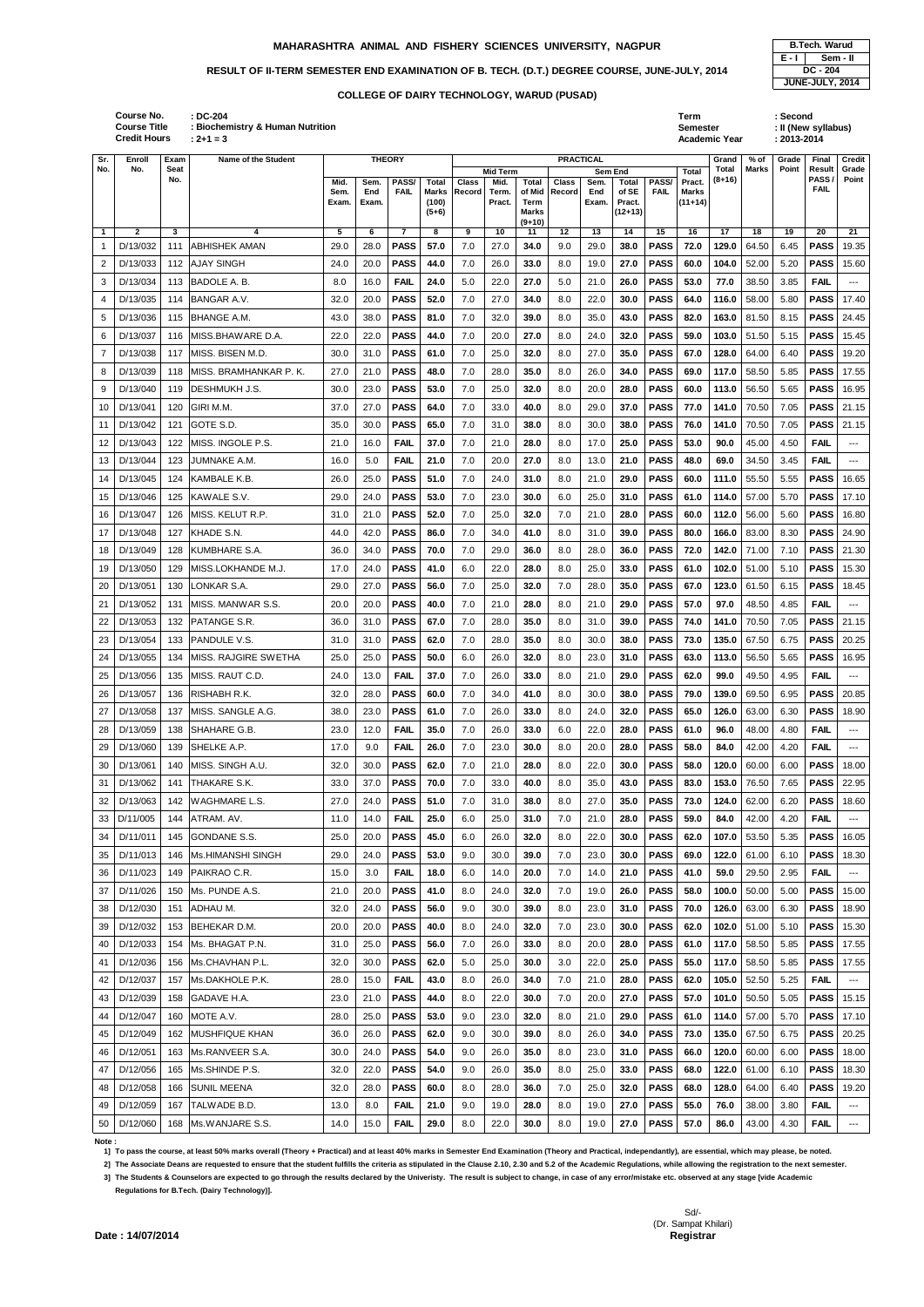**MAHARASHTRA ANIMAL AND FISHERY SCIENCES UNIVERSITY, NAGPUR**

| B.Tech. Warud | |
|---|---|
| E - I | Sem - II |
| DC - 204 | |
| JUNE-JULY, 2014 | |

**RESULT OF II-TERM SEMESTER END EXAMINATION OF B. TECH. (D.T.) DEGREE COURSE, JUNE-JULY, 2014**

**COLLEGE OF DAIRY TECHNOLOGY, WARUD (PUSAD)**

Course No. : DC-204
Course Title : Biochemistry & Human Nutrition
Credit Hours : 2+1 = 3

Term : Second
Semester : II (New syllabus)
Academic Year : 2013-2014

| Sr. No. | Enroll No. | Exam Seat No. | Name of the Student | THEORY | | | | PRACTICAL | | | | | | | | Grand Total (8+16) | % of Marks | Grade Point | Final Result PASS / FAIL | Credit Point |
|---|---|---|---|---|---|---|---|---|---|---|---|---|---|---|---|---|---|---|---|---|
| | | | | Mid. Sem. Exam. | Sem. End Exam. | PASS/ FAIL | Total Marks (100) (5+6) | Mid Term | | | Sem End | | | | Total Pract. Marks (11+14) | | | | | |
| | | | | | | | | Class Record | Mid. Term. Pract. | Total of Mid Term Marks (9+10) | Class Record | Sem. End Exam. | Total of SE Pract. (12+13) | PASS/ FAIL | | | | | | |
| 1 | 2 | 3 | 4 | 5 | 6 | 7 | 8 | 9 | 10 | 11 | 12 | 13 | 14 | 15 | 16 | 17 | 18 | 19 | 20 | 21 |
| 1 | D/13/032 | 111 | ABHISHEK AMAN | 29.0 | 28.0 | PASS | 57.0 | 7.0 | 27.0 | 34.0 | 9.0 | 29.0 | 38.0 | PASS | 72.0 | 129.0 | 64.50 | 6.45 | PASS | 19.35 |
| 2 | D/13/033 | 112 | AJAY SINGH | 24.0 | 20.0 | PASS | 44.0 | 7.0 | 26.0 | 33.0 | 8.0 | 19.0 | 27.0 | PASS | 60.0 | 104.0 | 52.00 | 5.20 | PASS | 15.60 |
| 3 | D/13/034 | 113 | BADOLE A. B. | 8.0 | 16.0 | FAIL | 24.0 | 5.0 | 22.0 | 27.0 | 5.0 | 21.0 | 26.0 | PASS | 53.0 | 77.0 | 38.50 | 3.85 | FAIL | --- |
| 4 | D/13/035 | 114 | BANGAR A.V. | 32.0 | 20.0 | PASS | 52.0 | 7.0 | 27.0 | 34.0 | 8.0 | 22.0 | 30.0 | PASS | 64.0 | 116.0 | 58.00 | 5.80 | PASS | 17.40 |
| 5 | D/13/036 | 115 | BHANGE A.M. | 43.0 | 38.0 | PASS | 81.0 | 7.0 | 32.0 | 39.0 | 8.0 | 35.0 | 43.0 | PASS | 82.0 | 163.0 | 81.50 | 8.15 | PASS | 24.45 |
| 6 | D/13/037 | 116 | MISS.BHAWARE D.A. | 22.0 | 22.0 | PASS | 44.0 | 7.0 | 20.0 | 27.0 | 8.0 | 24.0 | 32.0 | PASS | 59.0 | 103.0 | 51.50 | 5.15 | PASS | 15.45 |
| 7 | D/13/038 | 117 | MISS. BISEN M.D. | 30.0 | 31.0 | PASS | 61.0 | 7.0 | 25.0 | 32.0 | 8.0 | 27.0 | 35.0 | PASS | 67.0 | 128.0 | 64.00 | 6.40 | PASS | 19.20 |
| 8 | D/13/039 | 118 | MISS. BRAMHANKAR P. K. | 27.0 | 21.0 | PASS | 48.0 | 7.0 | 28.0 | 35.0 | 8.0 | 26.0 | 34.0 | PASS | 69.0 | 117.0 | 58.50 | 5.85 | PASS | 17.55 |
| 9 | D/13/040 | 119 | DESHMUKH J.S. | 30.0 | 23.0 | PASS | 53.0 | 7.0 | 25.0 | 32.0 | 8.0 | 20.0 | 28.0 | PASS | 60.0 | 113.0 | 56.50 | 5.65 | PASS | 16.95 |
| 10 | D/13/041 | 120 | GIRI M.M. | 37.0 | 27.0 | PASS | 64.0 | 7.0 | 33.0 | 40.0 | 8.0 | 29.0 | 37.0 | PASS | 77.0 | 141.0 | 70.50 | 7.05 | PASS | 21.15 |
| 11 | D/13/042 | 121 | GOTE S.D. | 35.0 | 30.0 | PASS | 65.0 | 7.0 | 31.0 | 38.0 | 8.0 | 30.0 | 38.0 | PASS | 76.0 | 141.0 | 70.50 | 7.05 | PASS | 21.15 |
| 12 | D/13/043 | 122 | MISS. INGOLE P.S. | 21.0 | 16.0 | FAIL | 37.0 | 7.0 | 21.0 | 28.0 | 8.0 | 17.0 | 25.0 | PASS | 53.0 | 90.0 | 45.00 | 4.50 | FAIL | --- |
| 13 | D/13/044 | 123 | JUMNAKE A.M. | 16.0 | 5.0 | FAIL | 21.0 | 7.0 | 20.0 | 27.0 | 8.0 | 13.0 | 21.0 | PASS | 48.0 | 69.0 | 34.50 | 3.45 | FAIL | --- |
| 14 | D/13/045 | 124 | KAMBALE K.B. | 26.0 | 25.0 | PASS | 51.0 | 7.0 | 24.0 | 31.0 | 8.0 | 21.0 | 29.0 | PASS | 60.0 | 111.0 | 55.50 | 5.55 | PASS | 16.65 |
| 15 | D/13/046 | 125 | KAWALE S.V. | 29.0 | 24.0 | PASS | 53.0 | 7.0 | 23.0 | 30.0 | 6.0 | 25.0 | 31.0 | PASS | 61.0 | 114.0 | 57.00 | 5.70 | PASS | 17.10 |
| 16 | D/13/047 | 126 | MISS. KELUT R.P. | 31.0 | 21.0 | PASS | 52.0 | 7.0 | 25.0 | 32.0 | 7.0 | 21.0 | 28.0 | PASS | 60.0 | 112.0 | 56.00 | 5.60 | PASS | 16.80 |
| 17 | D/13/048 | 127 | KHADE S.N. | 44.0 | 42.0 | PASS | 86.0 | 7.0 | 34.0 | 41.0 | 8.0 | 31.0 | 39.0 | PASS | 80.0 | 166.0 | 83.00 | 8.30 | PASS | 24.90 |
| 18 | D/13/049 | 128 | KUMBHARE S.A. | 36.0 | 34.0 | PASS | 70.0 | 7.0 | 29.0 | 36.0 | 8.0 | 28.0 | 36.0 | PASS | 72.0 | 142.0 | 71.00 | 7.10 | PASS | 21.30 |
| 19 | D/13/050 | 129 | MISS.LOKHANDE M.J. | 17.0 | 24.0 | PASS | 41.0 | 6.0 | 22.0 | 28.0 | 8.0 | 25.0 | 33.0 | PASS | 61.0 | 102.0 | 51.00 | 5.10 | PASS | 15.30 |
| 20 | D/13/051 | 130 | LONKAR S.A. | 29.0 | 27.0 | PASS | 56.0 | 7.0 | 25.0 | 32.0 | 7.0 | 28.0 | 35.0 | PASS | 67.0 | 123.0 | 61.50 | 6.15 | PASS | 18.45 |
| 21 | D/13/052 | 131 | MISS. MANWAR S.S. | 20.0 | 20.0 | PASS | 40.0 | 7.0 | 21.0 | 28.0 | 8.0 | 21.0 | 29.0 | PASS | 57.0 | 97.0 | 48.50 | 4.85 | FAIL | --- |
| 22 | D/13/053 | 132 | PATANGE S.R. | 36.0 | 31.0 | PASS | 67.0 | 7.0 | 28.0 | 35.0 | 8.0 | 31.0 | 39.0 | PASS | 74.0 | 141.0 | 70.50 | 7.05 | PASS | 21.15 |
| 23 | D/13/054 | 133 | PANDULE V.S. | 31.0 | 31.0 | PASS | 62.0 | 7.0 | 28.0 | 35.0 | 8.0 | 30.0 | 38.0 | PASS | 73.0 | 135.0 | 67.50 | 6.75 | PASS | 20.25 |
| 24 | D/13/055 | 134 | MISS. RAJGIRE SWETHA | 25.0 | 25.0 | PASS | 50.0 | 6.0 | 26.0 | 32.0 | 8.0 | 23.0 | 31.0 | PASS | 63.0 | 113.0 | 56.50 | 5.65 | PASS | 16.95 |
| 25 | D/13/056 | 135 | MISS. RAUT C.D. | 24.0 | 13.0 | FAIL | 37.0 | 7.0 | 26.0 | 33.0 | 8.0 | 21.0 | 29.0 | PASS | 62.0 | 99.0 | 49.50 | 4.95 | FAIL | --- |
| 26 | D/13/057 | 136 | RISHABH R.K. | 32.0 | 28.0 | PASS | 60.0 | 7.0 | 34.0 | 41.0 | 8.0 | 30.0 | 38.0 | PASS | 79.0 | 139.0 | 69.50 | 6.95 | PASS | 20.85 |
| 27 | D/13/058 | 137 | MISS. SANGLE A.G. | 38.0 | 23.0 | PASS | 61.0 | 7.0 | 26.0 | 33.0 | 8.0 | 24.0 | 32.0 | PASS | 65.0 | 126.0 | 63.00 | 6.30 | PASS | 18.90 |
| 28 | D/13/059 | 138 | SHAHARE G.B. | 23.0 | 12.0 | FAIL | 35.0 | 7.0 | 26.0 | 33.0 | 6.0 | 22.0 | 28.0 | PASS | 61.0 | 96.0 | 48.00 | 4.80 | FAIL | --- |
| 29 | D/13/060 | 139 | SHELKE A.P. | 17.0 | 9.0 | FAIL | 26.0 | 7.0 | 23.0 | 30.0 | 8.0 | 20.0 | 28.0 | PASS | 58.0 | 84.0 | 42.00 | 4.20 | FAIL | --- |
| 30 | D/13/061 | 140 | MISS. SINGH A.U. | 32.0 | 30.0 | PASS | 62.0 | 7.0 | 21.0 | 28.0 | 8.0 | 22.0 | 30.0 | PASS | 58.0 | 120.0 | 60.00 | 6.00 | PASS | 18.00 |
| 31 | D/13/062 | 141 | THAKARE S.K. | 33.0 | 37.0 | PASS | 70.0 | 7.0 | 33.0 | 40.0 | 8.0 | 35.0 | 43.0 | PASS | 83.0 | 153.0 | 76.50 | 7.65 | PASS | 22.95 |
| 32 | D/13/063 | 142 | WAGHMARE L.S. | 27.0 | 24.0 | PASS | 51.0 | 7.0 | 31.0 | 38.0 | 8.0 | 27.0 | 35.0 | PASS | 73.0 | 124.0 | 62.00 | 6.20 | PASS | 18.60 |
| 33 | D/11/005 | 144 | ATRAM. AV. | 11.0 | 14.0 | FAIL | 25.0 | 6.0 | 25.0 | 31.0 | 7.0 | 21.0 | 28.0 | PASS | 59.0 | 84.0 | 42.00 | 4.20 | FAIL | --- |
| 34 | D/11/011 | 145 | GONDANE S.S. | 25.0 | 20.0 | PASS | 45.0 | 6.0 | 26.0 | 32.0 | 8.0 | 22.0 | 30.0 | PASS | 62.0 | 107.0 | 53.50 | 5.35 | PASS | 16.05 |
| 35 | D/11/013 | 146 | Ms.HIMANSHI SINGH | 29.0 | 24.0 | PASS | 53.0 | 9.0 | 30.0 | 39.0 | 7.0 | 23.0 | 30.0 | PASS | 69.0 | 122.0 | 61.00 | 6.10 | PASS | 18.30 |
| 36 | D/11/023 | 149 | PAIKRAO C.R. | 15.0 | 3.0 | FAIL | 18.0 | 6.0 | 14.0 | 20.0 | 7.0 | 14.0 | 21.0 | PASS | 41.0 | 59.0 | 29.50 | 2.95 | FAIL | --- |
| 37 | D/11/026 | 150 | Ms. PUNDE A.S. | 21.0 | 20.0 | PASS | 41.0 | 8.0 | 24.0 | 32.0 | 7.0 | 19.0 | 26.0 | PASS | 58.0 | 100.0 | 50.00 | 5.00 | PASS | 15.00 |
| 38 | D/12/030 | 151 | ADHAU M. | 32.0 | 24.0 | PASS | 56.0 | 9.0 | 30.0 | 39.0 | 8.0 | 23.0 | 31.0 | PASS | 70.0 | 126.0 | 63.00 | 6.30 | PASS | 18.90 |
| 39 | D/12/032 | 153 | BEHEKAR D.M. | 20.0 | 20.0 | PASS | 40.0 | 8.0 | 24.0 | 32.0 | 7.0 | 23.0 | 30.0 | PASS | 62.0 | 102.0 | 51.00 | 5.10 | PASS | 15.30 |
| 40 | D/12/033 | 154 | Ms. BHAGAT P.N. | 31.0 | 25.0 | PASS | 56.0 | 7.0 | 26.0 | 33.0 | 8.0 | 20.0 | 28.0 | PASS | 61.0 | 117.0 | 58.50 | 5.85 | PASS | 17.55 |
| 41 | D/12/036 | 156 | Ms.CHAVHAN P.L. | 32.0 | 30.0 | PASS | 62.0 | 5.0 | 25.0 | 30.0 | 3.0 | 22.0 | 25.0 | PASS | 55.0 | 117.0 | 58.50 | 5.85 | PASS | 17.55 |
| 42 | D/12/037 | 157 | Ms.DAKHOLE P.K. | 28.0 | 15.0 | FAIL | 43.0 | 8.0 | 26.0 | 34.0 | 7.0 | 21.0 | 28.0 | PASS | 62.0 | 105.0 | 52.50 | 5.25 | FAIL | --- |
| 43 | D/12/039 | 158 | GADAVE H.A. | 23.0 | 21.0 | PASS | 44.0 | 8.0 | 22.0 | 30.0 | 7.0 | 20.0 | 27.0 | PASS | 57.0 | 101.0 | 50.50 | 5.05 | PASS | 15.15 |
| 44 | D/12/047 | 160 | MOTE A.V. | 28.0 | 25.0 | PASS | 53.0 | 9.0 | 23.0 | 32.0 | 8.0 | 21.0 | 29.0 | PASS | 61.0 | 114.0 | 57.00 | 5.70 | PASS | 17.10 |
| 45 | D/12/049 | 162 | MUSHFIQUE KHAN | 36.0 | 26.0 | PASS | 62.0 | 9.0 | 30.0 | 39.0 | 8.0 | 26.0 | 34.0 | PASS | 73.0 | 135.0 | 67.50 | 6.75 | PASS | 20.25 |
| 46 | D/12/051 | 163 | Ms.RANVEER S.A. | 30.0 | 24.0 | PASS | 54.0 | 9.0 | 26.0 | 35.0 | 8.0 | 23.0 | 31.0 | PASS | 66.0 | 120.0 | 60.00 | 6.00 | PASS | 18.00 |
| 47 | D/12/056 | 165 | Ms.SHINDE P.S. | 32.0 | 22.0 | PASS | 54.0 | 9.0 | 26.0 | 35.0 | 8.0 | 25.0 | 33.0 | PASS | 68.0 | 122.0 | 61.00 | 6.10 | PASS | 18.30 |
| 48 | D/12/058 | 166 | SUNIL MEENA | 32.0 | 28.0 | PASS | 60.0 | 8.0 | 28.0 | 36.0 | 7.0 | 25.0 | 32.0 | PASS | 68.0 | 128.0 | 64.00 | 6.40 | PASS | 19.20 |
| 49 | D/12/059 | 167 | TALWADE B.D. | 13.0 | 8.0 | FAIL | 21.0 | 9.0 | 19.0 | 28.0 | 8.0 | 19.0 | 27.0 | PASS | 55.0 | 76.0 | 38.00 | 3.80 | FAIL | --- |
| 50 | D/12/060 | 168 | Ms.WANJARE S.S. | 14.0 | 15.0 | FAIL | 29.0 | 8.0 | 22.0 | 30.0 | 8.0 | 19.0 | 27.0 | PASS | 57.0 | 86.0 | 43.00 | 4.30 | FAIL | --- |

**Note :**

**1] To pass the course, at least 50% marks overall (Theory + Practical) and at least 40% marks in Semester End Examination (Theory and Practical, independantly), are essential, which may please, be noted.**

**2] The Associate Deans are requested to ensure that the student fulfills the criteria as stipulated in the Clause 2.10, 2.30 and 5.2 of the Academic Regulations, while allowing the registration to the next semester.**

**3] The Students & Counselors are expected to go through the results declared by the Univeristy. The result is subject to change, in case of any error/mistake etc. observed at any stage [vide Academic Regulations for B.Tech. (Dairy Technology)].**

**Date : 14/07/2014**

Sd/-
(Dr. Sampat Khilari)
**Registrar**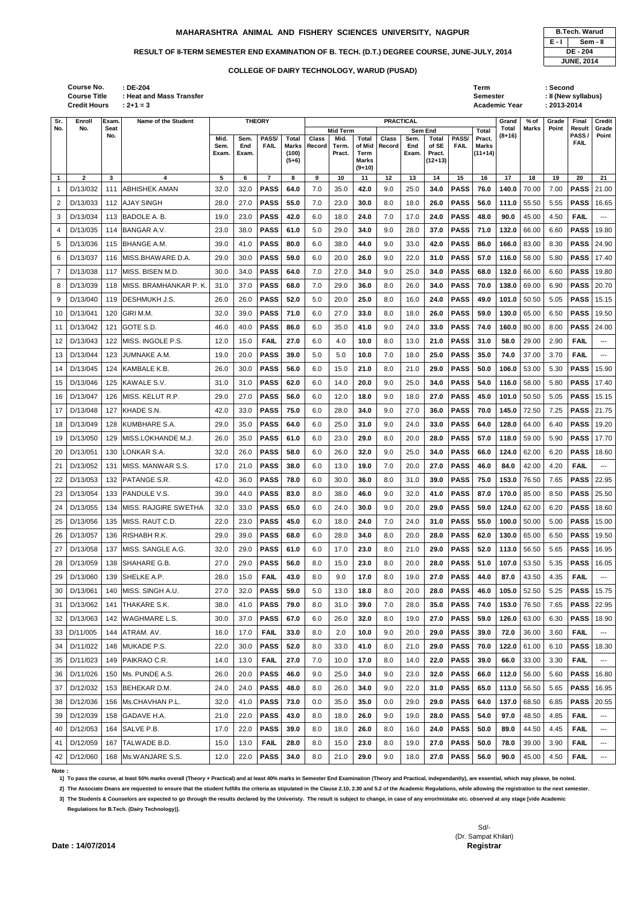# MAHARASHTRA ANIMAL AND FISHERY SCIENCES UNIVERSITY, NAGPUR

| B.Tech. Warud | |
|---|---|
| E - I | Sem - II |
| DE - 204 | |
| JUNE, 2014 | |

## RESULT OF II-TERM SEMESTER END EXAMINATION OF B. TECH. (D.T.) DEGREE COURSE, JUNE-JULY, 2014

### COLLEGE OF DAIRY TECHNOLOGY, WARUD (PUSAD)

**Course No.** : DE-204
**Course Title** : Heat and Mass Transfer
**Credit Hours** : 2+1 = 3

**Term** : Second
**Semester** : II (New syllabus)
**Academic Year** : 2013-2014

| Sr. No. | Enroll No. | Exam. Seat No. | Name of the Student | THEORY | | | | PRACTICAL | | | | | | | | Grand Total (8+16) | % of Marks | Grade Point | Final Result PASS / FAIL | Credit Grade Point |
|---|---|---|---|---|---|---|---|---|---|---|---|---|---|---|---|---|---|---|---|---|
| | | | | | | | | Mid Term | | | Sem End | | | | | | | | | |
| | | | | Mid. Sem. Exam. | Sem. End Exam. | PASS/ FAIL | Total Marks (100) (5+6) | Class Record | Mid. Term. Pract. | Total of Mid Term Marks (9+10) | Class Record | Sem. End Exam. | Total of SE Pract. (12+13) | PASS/ FAIL | Total Pract. Marks (11+14) | | | | | |
| 1 | 2 | 3 | 4 | 5 | 6 | 7 | 8 | 9 | 10 | 11 | 12 | 13 | 14 | 15 | 16 | 17 | 18 | 19 | 20 | 21 |
| 1 | D/13/032 | 111 | ABHISHEK AMAN | 32.0 | 32.0 | PASS | 64.0 | 7.0 | 35.0 | 42.0 | 9.0 | 25.0 | 34.0 | PASS | 76.0 | 140.0 | 70.00 | 7.00 | PASS | 21.00 |
| 2 | D/13/033 | 112 | AJAY SINGH | 28.0 | 27.0 | PASS | 55.0 | 7.0 | 23.0 | 30.0 | 8.0 | 18.0 | 26.0 | PASS | 56.0 | 111.0 | 55.50 | 5.55 | PASS | 16.65 |
| 3 | D/13/034 | 113 | BADOLE A. B. | 19.0 | 23.0 | PASS | 42.0 | 6.0 | 18.0 | 24.0 | 7.0 | 17.0 | 24.0 | PASS | 48.0 | 90.0 | 45.00 | 4.50 | FAIL | --- |
| 4 | D/13/035 | 114 | BANGAR A.V. | 23.0 | 38.0 | PASS | 61.0 | 5.0 | 29.0 | 34.0 | 9.0 | 28.0 | 37.0 | PASS | 71.0 | 132.0 | 66.00 | 6.60 | PASS | 19.80 |
| 5 | D/13/036 | 115 | BHANGE A.M. | 39.0 | 41.0 | PASS | 80.0 | 6.0 | 38.0 | 44.0 | 9.0 | 33.0 | 42.0 | PASS | 86.0 | 166.0 | 83.00 | 8.30 | PASS | 24.90 |
| 6 | D/13/037 | 116 | MISS.BHAWARE D.A. | 29.0 | 30.0 | PASS | 59.0 | 6.0 | 20.0 | 26.0 | 9.0 | 22.0 | 31.0 | PASS | 57.0 | 116.0 | 58.00 | 5.80 | PASS | 17.40 |
| 7 | D/13/038 | 117 | MISS. BISEN M.D. | 30.0 | 34.0 | PASS | 64.0 | 7.0 | 27.0 | 34.0 | 9.0 | 25.0 | 34.0 | PASS | 68.0 | 132.0 | 66.00 | 6.60 | PASS | 19.80 |
| 8 | D/13/039 | 118 | MISS. BRAMHANKAR P. K. | 31.0 | 37.0 | PASS | 68.0 | 7.0 | 29.0 | 36.0 | 8.0 | 26.0 | 34.0 | PASS | 70.0 | 138.0 | 69.00 | 6.90 | PASS | 20.70 |
| 9 | D/13/040 | 119 | DESHMUKH J.S. | 26.0 | 26.0 | PASS | 52.0 | 5.0 | 20.0 | 25.0 | 8.0 | 16.0 | 24.0 | PASS | 49.0 | 101.0 | 50.50 | 5.05 | PASS | 15.15 |
| 10 | D/13/041 | 120 | GIRI M.M. | 32.0 | 39.0 | PASS | 71.0 | 6.0 | 27.0 | 33.0 | 8.0 | 18.0 | 26.0 | PASS | 59.0 | 130.0 | 65.00 | 6.50 | PASS | 19.50 |
| 11 | D/13/042 | 121 | GOTE S.D. | 46.0 | 40.0 | PASS | 86.0 | 6.0 | 35.0 | 41.0 | 9.0 | 24.0 | 33.0 | PASS | 74.0 | 160.0 | 80.00 | 8.00 | PASS | 24.00 |
| 12 | D/13/043 | 122 | MISS. INGOLE P.S. | 12.0 | 15.0 | FAIL | 27.0 | 6.0 | 4.0 | 10.0 | 8.0 | 13.0 | 21.0 | PASS | 31.0 | 58.0 | 29.00 | 2.90 | FAIL | --- |
| 13 | D/13/044 | 123 | JUMNAKE A.M. | 19.0 | 20.0 | PASS | 39.0 | 5.0 | 5.0 | 10.0 | 7.0 | 18.0 | 25.0 | PASS | 35.0 | 74.0 | 37.00 | 3.70 | FAIL | --- |
| 14 | D/13/045 | 124 | KAMBALE K.B. | 26.0 | 30.0 | PASS | 56.0 | 6.0 | 15.0 | 21.0 | 8.0 | 21.0 | 29.0 | PASS | 50.0 | 106.0 | 53.00 | 5.30 | PASS | 15.90 |
| 15 | D/13/046 | 125 | KAWALE S.V. | 31.0 | 31.0 | PASS | 62.0 | 6.0 | 14.0 | 20.0 | 9.0 | 25.0 | 34.0 | PASS | 54.0 | 116.0 | 58.00 | 5.80 | PASS | 17.40 |
| 16 | D/13/047 | 126 | MISS. KELUT R.P. | 29.0 | 27.0 | PASS | 56.0 | 6.0 | 12.0 | 18.0 | 9.0 | 18.0 | 27.0 | PASS | 45.0 | 101.0 | 50.50 | 5.05 | PASS | 15.15 |
| 17 | D/13/048 | 127 | KHADE S.N. | 42.0 | 33.0 | PASS | 75.0 | 6.0 | 28.0 | 34.0 | 9.0 | 27.0 | 36.0 | PASS | 70.0 | 145.0 | 72.50 | 7.25 | PASS | 21.75 |
| 18 | D/13/049 | 128 | KUMBHARE S.A. | 29.0 | 35.0 | PASS | 64.0 | 6.0 | 25.0 | 31.0 | 9.0 | 24.0 | 33.0 | PASS | 64.0 | 128.0 | 64.00 | 6.40 | PASS | 19.20 |
| 19 | D/13/050 | 129 | MISS.LOKHANDE M.J. | 26.0 | 35.0 | PASS | 61.0 | 6.0 | 23.0 | 29.0 | 8.0 | 20.0 | 28.0 | PASS | 57.0 | 118.0 | 59.00 | 5.90 | PASS | 17.70 |
| 20 | D/13/051 | 130 | LONKAR S.A. | 32.0 | 26.0 | PASS | 58.0 | 6.0 | 26.0 | 32.0 | 9.0 | 25.0 | 34.0 | PASS | 66.0 | 124.0 | 62.00 | 6.20 | PASS | 18.60 |
| 21 | D/13/052 | 131 | MISS. MANWAR S.S. | 17.0 | 21.0 | PASS | 38.0 | 6.0 | 13.0 | 19.0 | 7.0 | 20.0 | 27.0 | PASS | 46.0 | 84.0 | 42.00 | 4.20 | FAIL | --- |
| 22 | D/13/053 | 132 | PATANGE S.R. | 42.0 | 36.0 | PASS | 78.0 | 6.0 | 30.0 | 36.0 | 8.0 | 31.0 | 39.0 | PASS | 75.0 | 153.0 | 76.50 | 7.65 | PASS | 22.95 |
| 23 | D/13/054 | 133 | PANDULE V.S. | 39.0 | 44.0 | PASS | 83.0 | 8.0 | 38.0 | 46.0 | 9.0 | 32.0 | 41.0 | PASS | 87.0 | 170.0 | 85.00 | 8.50 | PASS | 25.50 |
| 24 | D/13/055 | 134 | MISS. RAJGIRE SWETHA | 32.0 | 33.0 | PASS | 65.0 | 6.0 | 24.0 | 30.0 | 9.0 | 20.0 | 29.0 | PASS | 59.0 | 124.0 | 62.00 | 6.20 | PASS | 18.60 |
| 25 | D/13/056 | 135 | MISS. RAUT C.D. | 22.0 | 23.0 | PASS | 45.0 | 6.0 | 18.0 | 24.0 | 7.0 | 24.0 | 31.0 | PASS | 55.0 | 100.0 | 50.00 | 5.00 | PASS | 15.00 |
| 26 | D/13/057 | 136 | RISHABH R.K. | 29.0 | 39.0 | PASS | 68.0 | 6.0 | 28.0 | 34.0 | 8.0 | 20.0 | 28.0 | PASS | 62.0 | 130.0 | 65.00 | 6.50 | PASS | 19.50 |
| 27 | D/13/058 | 137 | MISS. SANGLE A.G. | 32.0 | 29.0 | PASS | 61.0 | 6.0 | 17.0 | 23.0 | 8.0 | 21.0 | 29.0 | PASS | 52.0 | 113.0 | 56.50 | 5.65 | PASS | 16.95 |
| 28 | D/13/059 | 138 | SHAHARE G.B. | 27.0 | 29.0 | PASS | 56.0 | 8.0 | 15.0 | 23.0 | 8.0 | 20.0 | 28.0 | PASS | 51.0 | 107.0 | 53.50 | 5.35 | PASS | 16.05 |
| 29 | D/13/060 | 139 | SHELKE A.P. | 28.0 | 15.0 | FAIL | 43.0 | 8.0 | 9.0 | 17.0 | 8.0 | 19.0 | 27.0 | PASS | 44.0 | 87.0 | 43.50 | 4.35 | FAIL | --- |
| 30 | D/13/061 | 140 | MISS. SINGH A.U. | 27.0 | 32.0 | PASS | 59.0 | 5.0 | 13.0 | 18.0 | 8.0 | 20.0 | 28.0 | PASS | 46.0 | 105.0 | 52.50 | 5.25 | PASS | 15.75 |
| 31 | D/13/062 | 141 | THAKARE S.K. | 38.0 | 41.0 | PASS | 79.0 | 8.0 | 31.0 | 39.0 | 7.0 | 28.0 | 35.0 | PASS | 74.0 | 153.0 | 76.50 | 7.65 | PASS | 22.95 |
| 32 | D/13/063 | 142 | WAGHMARE L.S. | 30.0 | 37.0 | PASS | 67.0 | 6.0 | 26.0 | 32.0 | 8.0 | 19.0 | 27.0 | PASS | 59.0 | 126.0 | 63.00 | 6.30 | PASS | 18.90 |
| 33 | D/11/005 | 144 | ATRAM. AV. | 16.0 | 17.0 | FAIL | 33.0 | 8.0 | 2.0 | 10.0 | 9.0 | 20.0 | 29.0 | PASS | 39.0 | 72.0 | 36.00 | 3.60 | FAIL | --- |
| 34 | D/11/022 | 148 | MUKADE P.S. | 22.0 | 30.0 | PASS | 52.0 | 8.0 | 33.0 | 41.0 | 8.0 | 21.0 | 29.0 | PASS | 70.0 | 122.0 | 61.00 | 6.10 | PASS | 18.30 |
| 35 | D/11/023 | 149 | PAIKRAO C.R. | 14.0 | 13.0 | FAIL | 27.0 | 7.0 | 10.0 | 17.0 | 8.0 | 14.0 | 22.0 | PASS | 39.0 | 66.0 | 33.00 | 3.30 | FAIL | --- |
| 36 | D/11/026 | 150 | Ms. PUNDE A.S. | 26.0 | 20.0 | PASS | 46.0 | 9.0 | 25.0 | 34.0 | 9.0 | 23.0 | 32.0 | PASS | 66.0 | 112.0 | 56.00 | 5.60 | PASS | 16.80 |
| 37 | D/12/032 | 153 | BEHEKAR D.M. | 24.0 | 24.0 | PASS | 48.0 | 8.0 | 26.0 | 34.0 | 9.0 | 22.0 | 31.0 | PASS | 65.0 | 113.0 | 56.50 | 5.65 | PASS | 16.95 |
| 38 | D/12/036 | 156 | Ms.CHAVHAN P.L. | 32.0 | 41.0 | PASS | 73.0 | 0.0 | 35.0 | 35.0 | 0.0 | 29.0 | 29.0 | PASS | 64.0 | 137.0 | 68.50 | 6.85 | PASS | 20.55 |
| 39 | D/12/039 | 158 | GADAVE H.A. | 21.0 | 22.0 | PASS | 43.0 | 8.0 | 18.0 | 26.0 | 9.0 | 19.0 | 28.0 | PASS | 54.0 | 97.0 | 48.50 | 4.85 | FAIL | --- |
| 40 | D/12/053 | 164 | SALVE P.B. | 17.0 | 22.0 | PASS | 39.0 | 8.0 | 18.0 | 26.0 | 8.0 | 16.0 | 24.0 | PASS | 50.0 | 89.0 | 44.50 | 4.45 | FAIL | --- |
| 41 | D/12/059 | 167 | TALWADE B.D. | 15.0 | 13.0 | FAIL | 28.0 | 8.0 | 15.0 | 23.0 | 8.0 | 19.0 | 27.0 | PASS | 50.0 | 78.0 | 39.00 | 3.90 | FAIL | --- |
| 42 | D/12/060 | 168 | Ms.WANJARE S.S. | 12.0 | 22.0 | PASS | 34.0 | 8.0 | 21.0 | 29.0 | 9.0 | 18.0 | 27.0 | PASS | 56.0 | 90.0 | 45.00 | 4.50 | FAIL | --- |

**Note :**

1] To pass the course, at least 50% marks overall (Theory + Practical) and at least 40% marks in Semester End Examination (Theory and Practical, independantly), are essential, which may please, be noted.

2] The Associate Deans are requested to ensure that the student fulfills the criteria as stipulated in the Clause 2.10, 2.30 and 5.2 of the Academic Regulations, while allowing the registration to the next semester.

3] The Students & Counselors are expected to go through the results declared by the Univeristy. The result is subject to change, in case of any error/mistake etc. observed at any stage [vide Academic Regulations for B.Tech. (Dairy Technology)].

**Date : 14/07/2014**

Sd/-
(Dr. Sampat Khilari)
**Registrar**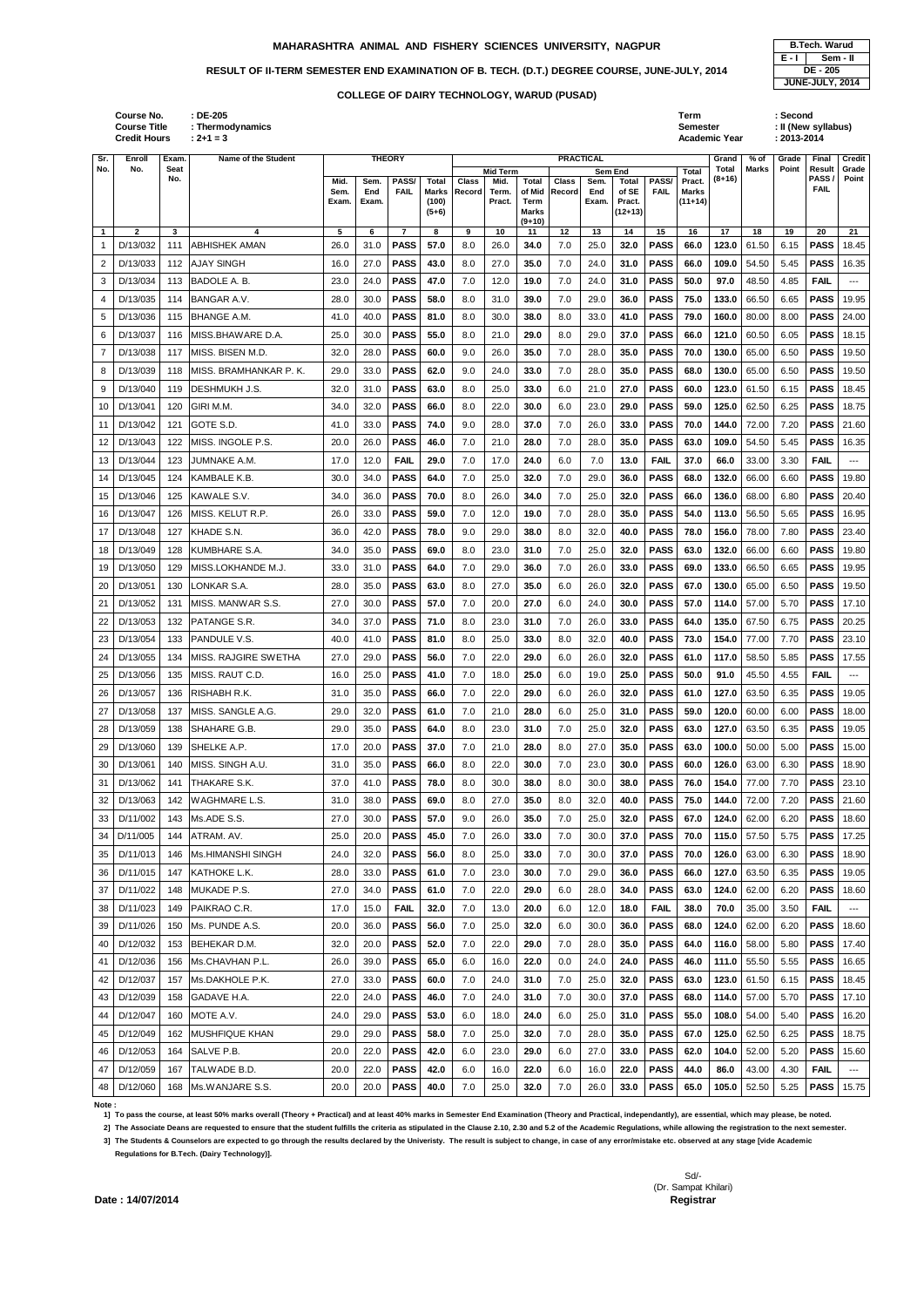# MAHARASHTRA ANIMAL AND FISHERY SCIENCES UNIVERSITY, NAGPUR

| B.Tech. Warud | |
|---|---|
| E - I | Sem - II |
| DE - 205 | |
| JUNE-JULY, 2014 | |

## RESULT OF II-TERM SEMESTER END EXAMINATION OF B. TECH. (D.T.) DEGREE COURSE, JUNE-JULY, 2014

### COLLEGE OF DAIRY TECHNOLOGY, WARUD (PUSAD)

Course No. : DE-205
Course Title : Thermodynamics
Credit Hours : 2+1 = 3

Term : Second
Semester : II (New syllabus)
Academic Year : 2013-2014

| Sr. No. | Enroll No. | Exam. Seat No. | Name of the Student | THEORY | | | | PRACTICAL | | | | | | | | Grand Total (8+16) | % of Marks | Grade Point | Final Result PASS / FAIL | Credit Grade Point |
|---|---|---|---|---|---|---|---|---|---|---|---|---|---|---|---|---|---|---|---|---|
| | | | | Mid. Sem. Exam. | Sem. End Exam. | PASS/ FAIL | Total Marks (100) (5+6) | Mid Term | | | Sem End | | | | Total Pract. Marks (11+14) | | | | | |
| | | | | | | | | Class Record | Mid. Term. Pract. | Total of Mid Term Marks (9+10) | Class Record | Sem. End Exam. | Total of SE Pract. (12+13) | PASS/ FAIL | | | | | | |
| 1 | 2 | 3 | 4 | 5 | 6 | 7 | 8 | 9 | 10 | 11 | 12 | 13 | 14 | 15 | 16 | 17 | 18 | 19 | 20 | 21 |
| 1 | D/13/032 | 111 | ABHISHEK AMAN | 26.0 | 31.0 | PASS | 57.0 | 8.0 | 26.0 | 34.0 | 7.0 | 25.0 | 32.0 | PASS | 66.0 | 123.0 | 61.50 | 6.15 | PASS | 18.45 |
| 2 | D/13/033 | 112 | AJAY SINGH | 16.0 | 27.0 | PASS | 43.0 | 8.0 | 27.0 | 35.0 | 7.0 | 24.0 | 31.0 | PASS | 66.0 | 109.0 | 54.50 | 5.45 | PASS | 16.35 |
| 3 | D/13/034 | 113 | BADOLE A. B. | 23.0 | 24.0 | PASS | 47.0 | 7.0 | 12.0 | 19.0 | 7.0 | 24.0 | 31.0 | PASS | 50.0 | 97.0 | 48.50 | 4.85 | FAIL | --- |
| 4 | D/13/035 | 114 | BANGAR A.V. | 28.0 | 30.0 | PASS | 58.0 | 8.0 | 31.0 | 39.0 | 7.0 | 29.0 | 36.0 | PASS | 75.0 | 133.0 | 66.50 | 6.65 | PASS | 19.95 |
| 5 | D/13/036 | 115 | BHANGE A.M. | 41.0 | 40.0 | PASS | 81.0 | 8.0 | 30.0 | 38.0 | 8.0 | 33.0 | 41.0 | PASS | 79.0 | 160.0 | 80.00 | 8.00 | PASS | 24.00 |
| 6 | D/13/037 | 116 | MISS.BHAWARE D.A. | 25.0 | 30.0 | PASS | 55.0 | 8.0 | 21.0 | 29.0 | 8.0 | 29.0 | 37.0 | PASS | 66.0 | 121.0 | 60.50 | 6.05 | PASS | 18.15 |
| 7 | D/13/038 | 117 | MISS. BISEN M.D. | 32.0 | 28.0 | PASS | 60.0 | 9.0 | 26.0 | 35.0 | 7.0 | 28.0 | 35.0 | PASS | 70.0 | 130.0 | 65.00 | 6.50 | PASS | 19.50 |
| 8 | D/13/039 | 118 | MISS. BRAMHANKAR P. K. | 29.0 | 33.0 | PASS | 62.0 | 9.0 | 24.0 | 33.0 | 7.0 | 28.0 | 35.0 | PASS | 68.0 | 130.0 | 65.00 | 6.50 | PASS | 19.50 |
| 9 | D/13/040 | 119 | DESHMUKH J.S. | 32.0 | 31.0 | PASS | 63.0 | 8.0 | 25.0 | 33.0 | 6.0 | 21.0 | 27.0 | PASS | 60.0 | 123.0 | 61.50 | 6.15 | PASS | 18.45 |
| 10 | D/13/041 | 120 | GIRI M.M. | 34.0 | 32.0 | PASS | 66.0 | 8.0 | 22.0 | 30.0 | 6.0 | 23.0 | 29.0 | PASS | 59.0 | 125.0 | 62.50 | 6.25 | PASS | 18.75 |
| 11 | D/13/042 | 121 | GOTE S.D. | 41.0 | 33.0 | PASS | 74.0 | 9.0 | 28.0 | 37.0 | 7.0 | 26.0 | 33.0 | PASS | 70.0 | 144.0 | 72.00 | 7.20 | PASS | 21.60 |
| 12 | D/13/043 | 122 | MISS. INGOLE P.S. | 20.0 | 26.0 | PASS | 46.0 | 7.0 | 21.0 | 28.0 | 7.0 | 28.0 | 35.0 | PASS | 63.0 | 109.0 | 54.50 | 5.45 | PASS | 16.35 |
| 13 | D/13/044 | 123 | JUMNAKE A.M. | 17.0 | 12.0 | FAIL | 29.0 | 7.0 | 17.0 | 24.0 | 6.0 | 7.0 | 13.0 | FAIL | 37.0 | 66.0 | 33.00 | 3.30 | FAIL | --- |
| 14 | D/13/045 | 124 | KAMBALE K.B. | 30.0 | 34.0 | PASS | 64.0 | 7.0 | 25.0 | 32.0 | 7.0 | 29.0 | 36.0 | PASS | 68.0 | 132.0 | 66.00 | 6.60 | PASS | 19.80 |
| 15 | D/13/046 | 125 | KAWALE S.V. | 34.0 | 36.0 | PASS | 70.0 | 8.0 | 26.0 | 34.0 | 7.0 | 25.0 | 32.0 | PASS | 66.0 | 136.0 | 68.00 | 6.80 | PASS | 20.40 |
| 16 | D/13/047 | 126 | MISS. KELUT R.P. | 26.0 | 33.0 | PASS | 59.0 | 7.0 | 12.0 | 19.0 | 7.0 | 28.0 | 35.0 | PASS | 54.0 | 113.0 | 56.50 | 5.65 | PASS | 16.95 |
| 17 | D/13/048 | 127 | KHADE S.N. | 36.0 | 42.0 | PASS | 78.0 | 9.0 | 29.0 | 38.0 | 8.0 | 32.0 | 40.0 | PASS | 78.0 | 156.0 | 78.00 | 7.80 | PASS | 23.40 |
| 18 | D/13/049 | 128 | KUMBHARE S.A. | 34.0 | 35.0 | PASS | 69.0 | 8.0 | 23.0 | 31.0 | 7.0 | 25.0 | 32.0 | PASS | 63.0 | 132.0 | 66.00 | 6.60 | PASS | 19.80 |
| 19 | D/13/050 | 129 | MISS.LOKHANDE M.J. | 33.0 | 31.0 | PASS | 64.0 | 7.0 | 29.0 | 36.0 | 7.0 | 26.0 | 33.0 | PASS | 69.0 | 133.0 | 66.50 | 6.65 | PASS | 19.95 |
| 20 | D/13/051 | 130 | LONKAR S.A. | 28.0 | 35.0 | PASS | 63.0 | 8.0 | 27.0 | 35.0 | 6.0 | 26.0 | 32.0 | PASS | 67.0 | 130.0 | 65.00 | 6.50 | PASS | 19.50 |
| 21 | D/13/052 | 131 | MISS. MANWAR S.S. | 27.0 | 30.0 | PASS | 57.0 | 7.0 | 20.0 | 27.0 | 6.0 | 24.0 | 30.0 | PASS | 57.0 | 114.0 | 57.00 | 5.70 | PASS | 17.10 |
| 22 | D/13/053 | 132 | PATANGE S.R. | 34.0 | 37.0 | PASS | 71.0 | 8.0 | 23.0 | 31.0 | 7.0 | 26.0 | 33.0 | PASS | 64.0 | 135.0 | 67.50 | 6.75 | PASS | 20.25 |
| 23 | D/13/054 | 133 | PANDULE V.S. | 40.0 | 41.0 | PASS | 81.0 | 8.0 | 25.0 | 33.0 | 8.0 | 32.0 | 40.0 | PASS | 73.0 | 154.0 | 77.00 | 7.70 | PASS | 23.10 |
| 24 | D/13/055 | 134 | MISS. RAJGIRE SWETHA | 27.0 | 29.0 | PASS | 56.0 | 7.0 | 22.0 | 29.0 | 6.0 | 26.0 | 32.0 | PASS | 61.0 | 117.0 | 58.50 | 5.85 | PASS | 17.55 |
| 25 | D/13/056 | 135 | MISS. RAUT C.D. | 16.0 | 25.0 | PASS | 41.0 | 7.0 | 18.0 | 25.0 | 6.0 | 19.0 | 25.0 | PASS | 50.0 | 91.0 | 45.50 | 4.55 | FAIL | --- |
| 26 | D/13/057 | 136 | RISHABH R.K. | 31.0 | 35.0 | PASS | 66.0 | 7.0 | 22.0 | 29.0 | 6.0 | 26.0 | 32.0 | PASS | 61.0 | 127.0 | 63.50 | 6.35 | PASS | 19.05 |
| 27 | D/13/058 | 137 | MISS. SANGLE A.G. | 29.0 | 32.0 | PASS | 61.0 | 7.0 | 21.0 | 28.0 | 6.0 | 25.0 | 31.0 | PASS | 59.0 | 120.0 | 60.00 | 6.00 | PASS | 18.00 |
| 28 | D/13/059 | 138 | SHAHARE G.B. | 29.0 | 35.0 | PASS | 64.0 | 8.0 | 23.0 | 31.0 | 7.0 | 25.0 | 32.0 | PASS | 63.0 | 127.0 | 63.50 | 6.35 | PASS | 19.05 |
| 29 | D/13/060 | 139 | SHELKE A.P. | 17.0 | 20.0 | PASS | 37.0 | 7.0 | 21.0 | 28.0 | 8.0 | 27.0 | 35.0 | PASS | 63.0 | 100.0 | 50.00 | 5.00 | PASS | 15.00 |
| 30 | D/13/061 | 140 | MISS. SINGH A.U. | 31.0 | 35.0 | PASS | 66.0 | 8.0 | 22.0 | 30.0 | 7.0 | 23.0 | 30.0 | PASS | 60.0 | 126.0 | 63.00 | 6.30 | PASS | 18.90 |
| 31 | D/13/062 | 141 | THAKARE S.K. | 37.0 | 41.0 | PASS | 78.0 | 8.0 | 30.0 | 38.0 | 8.0 | 30.0 | 38.0 | PASS | 76.0 | 154.0 | 77.00 | 7.70 | PASS | 23.10 |
| 32 | D/13/063 | 142 | WAGHMARE L.S. | 31.0 | 38.0 | PASS | 69.0 | 8.0 | 27.0 | 35.0 | 8.0 | 32.0 | 40.0 | PASS | 75.0 | 144.0 | 72.00 | 7.20 | PASS | 21.60 |
| 33 | D/11/002 | 143 | Ms.ADE S.S. | 27.0 | 30.0 | PASS | 57.0 | 9.0 | 26.0 | 35.0 | 7.0 | 25.0 | 32.0 | PASS | 67.0 | 124.0 | 62.00 | 6.20 | PASS | 18.60 |
| 34 | D/11/005 | 144 | ATRAM. AV. | 25.0 | 20.0 | PASS | 45.0 | 7.0 | 26.0 | 33.0 | 7.0 | 30.0 | 37.0 | PASS | 70.0 | 115.0 | 57.50 | 5.75 | PASS | 17.25 |
| 35 | D/11/013 | 146 | Ms.HIMANSHI SINGH | 24.0 | 32.0 | PASS | 56.0 | 8.0 | 25.0 | 33.0 | 7.0 | 30.0 | 37.0 | PASS | 70.0 | 126.0 | 63.00 | 6.30 | PASS | 18.90 |
| 36 | D/11/015 | 147 | KATHOKE L.K. | 28.0 | 33.0 | PASS | 61.0 | 7.0 | 23.0 | 30.0 | 7.0 | 29.0 | 36.0 | PASS | 66.0 | 127.0 | 63.50 | 6.35 | PASS | 19.05 |
| 37 | D/11/022 | 148 | MUKADE P.S. | 27.0 | 34.0 | PASS | 61.0 | 7.0 | 22.0 | 29.0 | 6.0 | 28.0 | 34.0 | PASS | 63.0 | 124.0 | 62.00 | 6.20 | PASS | 18.60 |
| 38 | D/11/023 | 149 | PAIKRAO C.R. | 17.0 | 15.0 | FAIL | 32.0 | 7.0 | 13.0 | 20.0 | 6.0 | 12.0 | 18.0 | FAIL | 38.0 | 70.0 | 35.00 | 3.50 | FAIL | --- |
| 39 | D/11/026 | 150 | Ms. PUNDE A.S. | 20.0 | 36.0 | PASS | 56.0 | 7.0 | 25.0 | 32.0 | 6.0 | 30.0 | 36.0 | PASS | 68.0 | 124.0 | 62.00 | 6.20 | PASS | 18.60 |
| 40 | D/12/032 | 153 | BEHEKAR D.M. | 32.0 | 20.0 | PASS | 52.0 | 7.0 | 22.0 | 29.0 | 7.0 | 28.0 | 35.0 | PASS | 64.0 | 116.0 | 58.00 | 5.80 | PASS | 17.40 |
| 41 | D/12/036 | 156 | Ms.CHAVHAN P.L. | 26.0 | 39.0 | PASS | 65.0 | 6.0 | 16.0 | 22.0 | 0.0 | 24.0 | 24.0 | PASS | 46.0 | 111.0 | 55.50 | 5.55 | PASS | 16.65 |
| 42 | D/12/037 | 157 | Ms.DAKHOLE P.K. | 27.0 | 33.0 | PASS | 60.0 | 7.0 | 24.0 | 31.0 | 7.0 | 25.0 | 32.0 | PASS | 63.0 | 123.0 | 61.50 | 6.15 | PASS | 18.45 |
| 43 | D/12/039 | 158 | GADAVE H.A. | 22.0 | 24.0 | PASS | 46.0 | 7.0 | 24.0 | 31.0 | 7.0 | 30.0 | 37.0 | PASS | 68.0 | 114.0 | 57.00 | 5.70 | PASS | 17.10 |
| 44 | D/12/047 | 160 | MOTE A.V. | 24.0 | 29.0 | PASS | 53.0 | 6.0 | 18.0 | 24.0 | 6.0 | 25.0 | 31.0 | PASS | 55.0 | 108.0 | 54.00 | 5.40 | PASS | 16.20 |
| 45 | D/12/049 | 162 | MUSHFIQUE KHAN | 29.0 | 29.0 | PASS | 58.0 | 7.0 | 25.0 | 32.0 | 7.0 | 28.0 | 35.0 | PASS | 67.0 | 125.0 | 62.50 | 6.25 | PASS | 18.75 |
| 46 | D/12/053 | 164 | SALVE P.B. | 20.0 | 22.0 | PASS | 42.0 | 6.0 | 23.0 | 29.0 | 6.0 | 27.0 | 33.0 | PASS | 62.0 | 104.0 | 52.00 | 5.20 | PASS | 15.60 |
| 47 | D/12/059 | 167 | TALWADE B.D. | 20.0 | 22.0 | PASS | 42.0 | 6.0 | 16.0 | 22.0 | 6.0 | 16.0 | 22.0 | PASS | 44.0 | 86.0 | 43.00 | 4.30 | FAIL | --- |
| 48 | D/12/060 | 168 | Ms.WANJARE S.S. | 20.0 | 20.0 | PASS | 40.0 | 7.0 | 25.0 | 32.0 | 7.0 | 26.0 | 33.0 | PASS | 65.0 | 105.0 | 52.50 | 5.25 | PASS | 15.75 |

**Note :**

**1] To pass the course, at least 50% marks overall (Theory + Practical) and at least 40% marks in Semester End Examination (Theory and Practical, independantly), are essential, which may please, be noted.**

**2] The Associate Deans are requested to ensure that the student fulfills the criteria as stipulated in the Clause 2.10, 2.30 and 5.2 of the Academic Regulations, while allowing the registration to the next semester.**

**3] The Students & Counselors are expected to go through the results declared by the Univeristy. The result is subject to change, in case of any error/mistake etc. observed at any stage [vide Academic Regulations for B.Tech. (Dairy Technology)].**

**Date : 14/07/2014**

Sd/-
(Dr. Sampat Khilari)
**Registrar**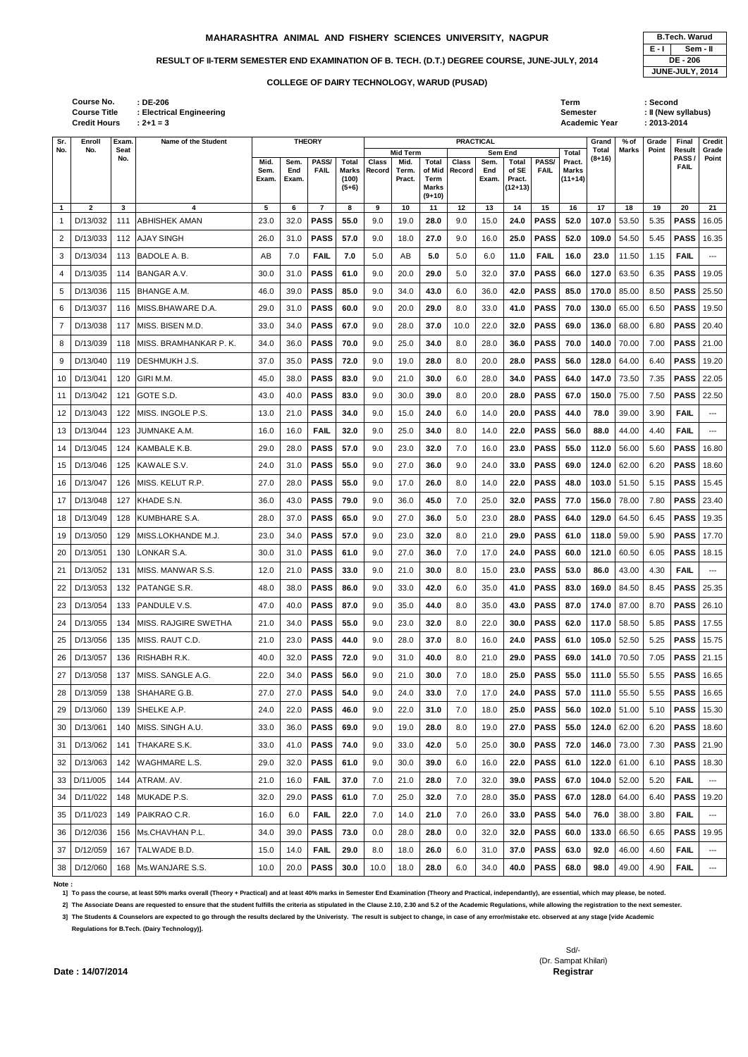# MAHARASHTRA ANIMAL AND FISHERY SCIENCES UNIVERSITY, NAGPUR

| B.Tech. Warud | |
|---|---|
| E - I | Sem - II |
| DE - 206 | |
| JUNE-JULY, 2014 | |

## RESULT OF II-TERM SEMESTER END EXAMINATION OF B. TECH. (D.T.) DEGREE COURSE, JUNE-JULY, 2014

### COLLEGE OF DAIRY TECHNOLOGY, WARUD (PUSAD)

**Course No.** : DE-206
**Course Title** : Electrical Engineering
**Credit Hours** : 2+1 = 3

**Term** : Second
**Semester** : II (New syllabus)
**Academic Year** : 2013-2014

| Sr. No. | Enroll No. | Exam. Seat No. | Name of the Student | THEORY | | | | PRACTICAL | | | | | | | | Grand Total (8+16) | % of Marks | Grade Point | Final Result PASS / FAIL | Credit Grade Point |
|---|---|---|---|---|---|---|---|---|---|---|---|---|---|---|---|---|---|---|---|---|
| | | | | Mid. Sem. Exam. | Sem. End Exam. | PASS/ FAIL | Total Marks (100) (5+6) | Mid Term | | | Sem End | | | | Total Pract. Marks (11+14) | | | | | |
| | | | | | | | | Class Record | Mid. Term. Pract. | Total of Mid Term Marks (9+10) | Class Record | Sem. End Exam. | Total of SE Pract. (12+13) | PASS/ FAIL | | | | | | |
| 1 | 2 | 3 | 4 | 5 | 6 | 7 | 8 | 9 | 10 | 11 | 12 | 13 | 14 | 15 | 16 | 17 | 18 | 19 | 20 | 21 |
| 1 | D/13/032 | 111 | ABHISHEK AMAN | 23.0 | 32.0 | **PASS** | **55.0** | 9.0 | 19.0 | **28.0** | 9.0 | 15.0 | **24.0** | **PASS** | **52.0** | **107.0** | 53.50 | 5.35 | **PASS** | 16.05 |
| 2 | D/13/033 | 112 | AJAY SINGH | 26.0 | 31.0 | **PASS** | **57.0** | 9.0 | 18.0 | **27.0** | 9.0 | 16.0 | **25.0** | **PASS** | **52.0** | **109.0** | 54.50 | 5.45 | **PASS** | 16.35 |
| 3 | D/13/034 | 113 | BADOLE A. B. | AB | 7.0 | **FAIL** | **7.0** | 5.0 | AB | **5.0** | 5.0 | 6.0 | **11.0** | **FAIL** | **16.0** | **23.0** | 11.50 | 1.15 | **FAIL** | --- |
| 4 | D/13/035 | 114 | BANGAR A.V. | 30.0 | 31.0 | **PASS** | **61.0** | 9.0 | 20.0 | **29.0** | 5.0 | 32.0 | **37.0** | **PASS** | **66.0** | **127.0** | 63.50 | 6.35 | **PASS** | 19.05 |
| 5 | D/13/036 | 115 | BHANGE A.M. | 46.0 | 39.0 | **PASS** | **85.0** | 9.0 | 34.0 | **43.0** | 6.0 | 36.0 | **42.0** | **PASS** | **85.0** | **170.0** | 85.00 | 8.50 | **PASS** | 25.50 |
| 6 | D/13/037 | 116 | MISS.BHAWARE D.A. | 29.0 | 31.0 | **PASS** | **60.0** | 9.0 | 20.0 | **29.0** | 8.0 | 33.0 | **41.0** | **PASS** | **70.0** | **130.0** | 65.00 | 6.50 | **PASS** | 19.50 |
| 7 | D/13/038 | 117 | MISS. BISEN M.D. | 33.0 | 34.0 | **PASS** | **67.0** | 9.0 | 28.0 | **37.0** | 10.0 | 22.0 | **32.0** | **PASS** | **69.0** | **136.0** | 68.00 | 6.80 | **PASS** | 20.40 |
| 8 | D/13/039 | 118 | MISS. BRAMHANKAR P. K. | 34.0 | 36.0 | **PASS** | **70.0** | 9.0 | 25.0 | **34.0** | 8.0 | 28.0 | **36.0** | **PASS** | **70.0** | **140.0** | 70.00 | 7.00 | **PASS** | 21.00 |
| 9 | D/13/040 | 119 | DESHMUKH J.S. | 37.0 | 35.0 | **PASS** | **72.0** | 9.0 | 19.0 | **28.0** | 8.0 | 20.0 | **28.0** | **PASS** | **56.0** | **128.0** | 64.00 | 6.40 | **PASS** | 19.20 |
| 10 | D/13/041 | 120 | GIRI M.M. | 45.0 | 38.0 | **PASS** | **83.0** | 9.0 | 21.0 | **30.0** | 6.0 | 28.0 | **34.0** | **PASS** | **64.0** | **147.0** | 73.50 | 7.35 | **PASS** | 22.05 |
| 11 | D/13/042 | 121 | GOTE S.D. | 43.0 | 40.0 | **PASS** | **83.0** | 9.0 | 30.0 | **39.0** | 8.0 | 20.0 | **28.0** | **PASS** | **67.0** | **150.0** | 75.00 | 7.50 | **PASS** | 22.50 |
| 12 | D/13/043 | 122 | MISS. INGOLE P.S. | 13.0 | 21.0 | **PASS** | **34.0** | 9.0 | 15.0 | **24.0** | 6.0 | 14.0 | **20.0** | **PASS** | **44.0** | **78.0** | 39.00 | 3.90 | **FAIL** | --- |
| 13 | D/13/044 | 123 | JUMNAKE A.M. | 16.0 | 16.0 | **FAIL** | **32.0** | 9.0 | 25.0 | **34.0** | 8.0 | 14.0 | **22.0** | **PASS** | **56.0** | **88.0** | 44.00 | 4.40 | **FAIL** | --- |
| 14 | D/13/045 | 124 | KAMBALE K.B. | 29.0 | 28.0 | **PASS** | **57.0** | 9.0 | 23.0 | **32.0** | 7.0 | 16.0 | **23.0** | **PASS** | **55.0** | **112.0** | 56.00 | 5.60 | **PASS** | 16.80 |
| 15 | D/13/046 | 125 | KAWALE S.V. | 24.0 | 31.0 | **PASS** | **55.0** | 9.0 | 27.0 | **36.0** | 9.0 | 24.0 | **33.0** | **PASS** | **69.0** | **124.0** | 62.00 | 6.20 | **PASS** | 18.60 |
| 16 | D/13/047 | 126 | MISS. KELUT R.P. | 27.0 | 28.0 | **PASS** | **55.0** | 9.0 | 17.0 | **26.0** | 8.0 | 14.0 | **22.0** | **PASS** | **48.0** | **103.0** | 51.50 | 5.15 | **PASS** | 15.45 |
| 17 | D/13/048 | 127 | KHADE S.N. | 36.0 | 43.0 | **PASS** | **79.0** | 9.0 | 36.0 | **45.0** | 7.0 | 25.0 | **32.0** | **PASS** | **77.0** | **156.0** | 78.00 | 7.80 | **PASS** | 23.40 |
| 18 | D/13/049 | 128 | KUMBHARE S.A. | 28.0 | 37.0 | **PASS** | **65.0** | 9.0 | 27.0 | **36.0** | 5.0 | 23.0 | **28.0** | **PASS** | **64.0** | **129.0** | 64.50 | 6.45 | **PASS** | 19.35 |
| 19 | D/13/050 | 129 | MISS.LOKHANDE M.J. | 23.0 | 34.0 | **PASS** | **57.0** | 9.0 | 23.0 | **32.0** | 8.0 | 21.0 | **29.0** | **PASS** | **61.0** | **118.0** | 59.00 | 5.90 | **PASS** | 17.70 |
| 20 | D/13/051 | 130 | LONKAR S.A. | 30.0 | 31.0 | **PASS** | **61.0** | 9.0 | 27.0 | **36.0** | 7.0 | 17.0 | **24.0** | **PASS** | **60.0** | **121.0** | 60.50 | 6.05 | **PASS** | 18.15 |
| 21 | D/13/052 | 131 | MISS. MANWAR S.S. | 12.0 | 21.0 | **PASS** | **33.0** | 9.0 | 21.0 | **30.0** | 8.0 | 15.0 | **23.0** | **PASS** | **53.0** | **86.0** | 43.00 | 4.30 | **FAIL** | --- |
| 22 | D/13/053 | 132 | PATANGE S.R. | 48.0 | 38.0 | **PASS** | **86.0** | 9.0 | 33.0 | **42.0** | 6.0 | 35.0 | **41.0** | **PASS** | **83.0** | **169.0** | 84.50 | 8.45 | **PASS** | 25.35 |
| 23 | D/13/054 | 133 | PANDULE V.S. | 47.0 | 40.0 | **PASS** | **87.0** | 9.0 | 35.0 | **44.0** | 8.0 | 35.0 | **43.0** | **PASS** | **87.0** | **174.0** | 87.00 | 8.70 | **PASS** | 26.10 |
| 24 | D/13/055 | 134 | MISS. RAJGIRE SWETHA | 21.0 | 34.0 | **PASS** | **55.0** | 9.0 | 23.0 | **32.0** | 8.0 | 22.0 | **30.0** | **PASS** | **62.0** | **117.0** | 58.50 | 5.85 | **PASS** | 17.55 |
| 25 | D/13/056 | 135 | MISS. RAUT C.D. | 21.0 | 23.0 | **PASS** | **44.0** | 9.0 | 28.0 | **37.0** | 8.0 | 16.0 | **24.0** | **PASS** | **61.0** | **105.0** | 52.50 | 5.25 | **PASS** | 15.75 |
| 26 | D/13/057 | 136 | RISHABH R.K. | 40.0 | 32.0 | **PASS** | **72.0** | 9.0 | 31.0 | **40.0** | 8.0 | 21.0 | **29.0** | **PASS** | **69.0** | **141.0** | 70.50 | 7.05 | **PASS** | 21.15 |
| 27 | D/13/058 | 137 | MISS. SANGLE A.G. | 22.0 | 34.0 | **PASS** | **56.0** | 9.0 | 21.0 | **30.0** | 7.0 | 18.0 | **25.0** | **PASS** | **55.0** | **111.0** | 55.50 | 5.55 | **PASS** | 16.65 |
| 28 | D/13/059 | 138 | SHAHARE G.B. | 27.0 | 27.0 | **PASS** | **54.0** | 9.0 | 24.0 | **33.0** | 7.0 | 17.0 | **24.0** | **PASS** | **57.0** | **111.0** | 55.50 | 5.55 | **PASS** | 16.65 |
| 29 | D/13/060 | 139 | SHELKE A.P. | 24.0 | 22.0 | **PASS** | **46.0** | 9.0 | 22.0 | **31.0** | 7.0 | 18.0 | **25.0** | **PASS** | **56.0** | **102.0** | 51.00 | 5.10 | **PASS** | 15.30 |
| 30 | D/13/061 | 140 | MISS. SINGH A.U. | 33.0 | 36.0 | **PASS** | **69.0** | 9.0 | 19.0 | **28.0** | 8.0 | 19.0 | **27.0** | **PASS** | **55.0** | **124.0** | 62.00 | 6.20 | **PASS** | 18.60 |
| 31 | D/13/062 | 141 | THAKARE S.K. | 33.0 | 41.0 | **PASS** | **74.0** | 9.0 | 33.0 | **42.0** | 5.0 | 25.0 | **30.0** | **PASS** | **72.0** | **146.0** | 73.00 | 7.30 | **PASS** | 21.90 |
| 32 | D/13/063 | 142 | WAGHMARE L.S. | 29.0 | 32.0 | **PASS** | **61.0** | 9.0 | 30.0 | **39.0** | 6.0 | 16.0 | **22.0** | **PASS** | **61.0** | **122.0** | 61.00 | 6.10 | **PASS** | 18.30 |
| 33 | D/11/005 | 144 | ATRAM. AV. | 21.0 | 16.0 | **FAIL** | **37.0** | 7.0 | 21.0 | **28.0** | 7.0 | 32.0 | **39.0** | **PASS** | **67.0** | **104.0** | 52.00 | 5.20 | **FAIL** | --- |
| 34 | D/11/022 | 148 | MUKADE P.S. | 32.0 | 29.0 | **PASS** | **61.0** | 7.0 | 25.0 | **32.0** | 7.0 | 28.0 | **35.0** | **PASS** | **67.0** | **128.0** | 64.00 | 6.40 | **PASS** | 19.20 |
| 35 | D/11/023 | 149 | PAIKRAO C.R. | 16.0 | 6.0 | **FAIL** | **22.0** | 7.0 | 14.0 | **21.0** | 7.0 | 26.0 | **33.0** | **PASS** | **54.0** | **76.0** | 38.00 | 3.80 | **FAIL** | --- |
| 36 | D/12/036 | 156 | Ms.CHAVHAN P.L. | 34.0 | 39.0 | **PASS** | **73.0** | 0.0 | 28.0 | **28.0** | 0.0 | 32.0 | **32.0** | **PASS** | **60.0** | **133.0** | 66.50 | 6.65 | **PASS** | 19.95 |
| 37 | D/12/059 | 167 | TALWADE B.D. | 15.0 | 14.0 | **FAIL** | **29.0** | 8.0 | 18.0 | **26.0** | 6.0 | 31.0 | **37.0** | **PASS** | **63.0** | **92.0** | 46.00 | 4.60 | **FAIL** | --- |
| 38 | D/12/060 | 168 | Ms.WANJARE S.S. | 10.0 | 20.0 | **PASS** | **30.0** | 10.0 | 18.0 | **28.0** | 6.0 | 34.0 | **40.0** | **PASS** | **68.0** | **98.0** | 49.00 | 4.90 | **FAIL** | --- |

**Note :**

1] To pass the course, at least 50% marks overall (Theory + Practical) and at least 40% marks in Semester End Examination (Theory and Practical, independantly), are essential, which may please, be noted.

2] The Associate Deans are requested to ensure that the student fulfills the criteria as stipulated in the Clause 2.10, 2.30 and 5.2 of the Academic Regulations, while allowing the registration to the next semester.

3] The Students & Counselors are expected to go through the results declared by the Univeristy. The result is subject to change, in case of any error/mistake etc. observed at any stage [vide Academic Regulations for B.Tech. (Dairy Technology)].

**Date : 14/07/2014**

Sd/-
(Dr. Sampat Khilari)
**Registrar**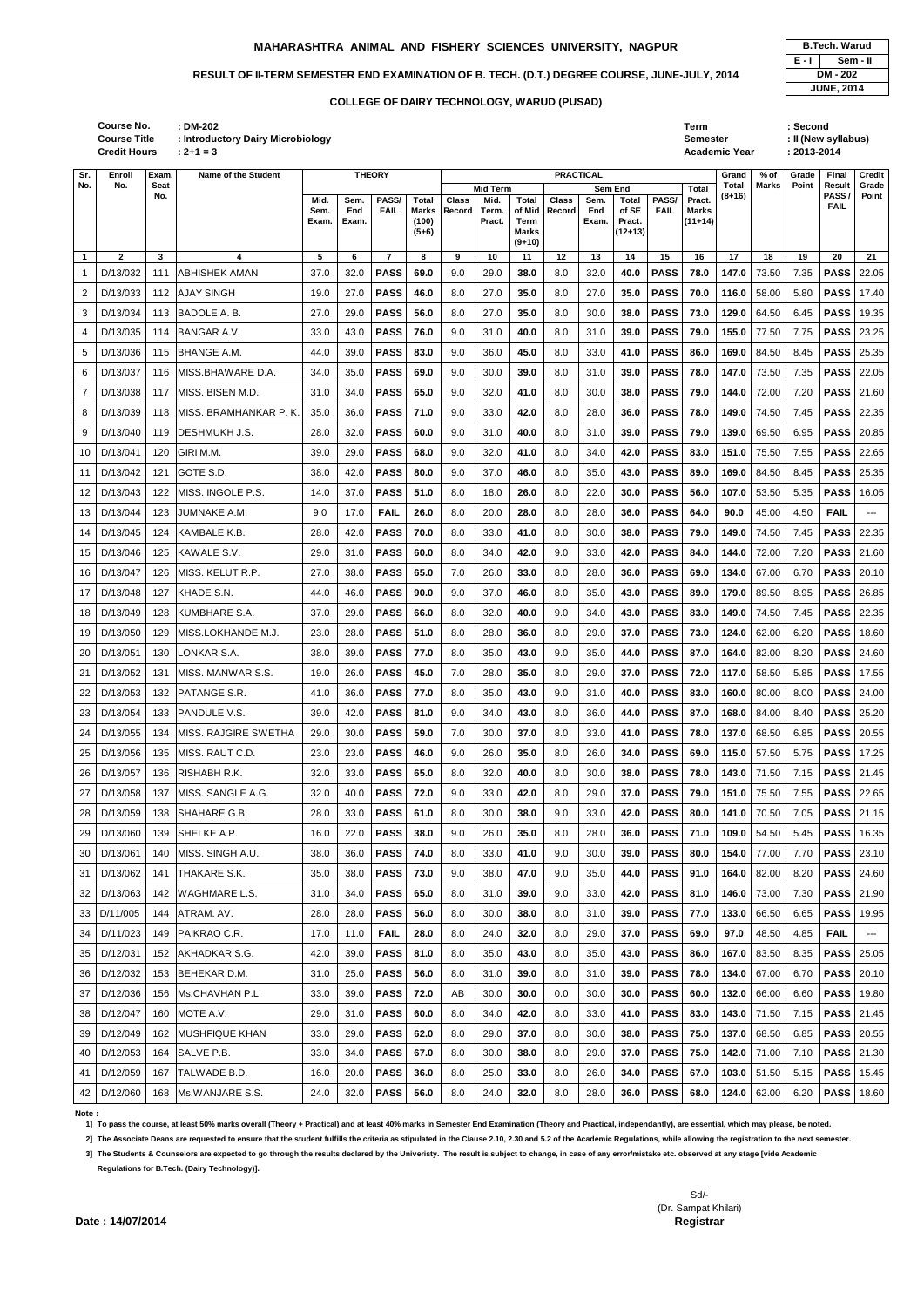# MAHARASHTRA ANIMAL AND FISHERY SCIENCES UNIVERSITY, NAGPUR

| B.Tech. Warud | |
|---|---|
| E - I | Sem - II |
| DM - 202 | |
| JUNE, 2014 | |

## RESULT OF II-TERM SEMESTER END EXAMINATION OF B. TECH. (D.T.) DEGREE COURSE, JUNE-JULY, 2014

### COLLEGE OF DAIRY TECHNOLOGY, WARUD (PUSAD)

**Course No.** : DM-202
**Course Title** : Introductory Dairy Microbiology
**Credit Hours** : 2+1 = 3

**Term** : Second
**Semester** : II (New syllabus)
**Academic Year** : 2013-2014

| Sr. No. | Enroll No. | Exam. Seat No. | Name of the Student | THEORY | | | | PRACTICAL | | | | | | | | Grand Total (8+16) | % of Marks | Grade Point | Final Result PASS / FAIL | Credit Grade Point |
|---|---|---|---|---|---|---|---|---|---|---|---|---|---|---|---|---|---|---|---|---|
| | | | | Mid. Sem. Exam. | Sem. End Exam. | PASS/ FAIL | Total Marks (100) (5+6) | Mid Term | | | Sem End | | | | Total Pract. Marks (11+14) | | | | | |
| | | | | | | | | Class Record | Mid. Term. Pract. | Total of Mid Term Marks (9+10) | Class Record | Sem. End Exam. | Total of SE Pract. (12+13) | PASS/ FAIL | | | | | | |
| 1 | 2 | 3 | 4 | 5 | 6 | 7 | 8 | 9 | 10 | 11 | 12 | 13 | 14 | 15 | 16 | 17 | 18 | 19 | 20 | 21 |
| 1 | D/13/032 | 111 | ABHISHEK AMAN | 37.0 | 32.0 | **PASS** | **69.0** | 9.0 | 29.0 | **38.0** | 8.0 | 32.0 | **40.0** | **PASS** | **78.0** | **147.0** | 73.50 | 7.35 | **PASS** | 22.05 |
| 2 | D/13/033 | 112 | AJAY SINGH | 19.0 | 27.0 | **PASS** | **46.0** | 8.0 | 27.0 | **35.0** | 8.0 | 27.0 | **35.0** | **PASS** | **70.0** | **116.0** | 58.00 | 5.80 | **PASS** | 17.40 |
| 3 | D/13/034 | 113 | BADOLE A. B. | 27.0 | 29.0 | **PASS** | **56.0** | 8.0 | 27.0 | **35.0** | 8.0 | 30.0 | **38.0** | **PASS** | **73.0** | **129.0** | 64.50 | 6.45 | **PASS** | 19.35 |
| 4 | D/13/035 | 114 | BANGAR A.V. | 33.0 | 43.0 | **PASS** | **76.0** | 9.0 | 31.0 | **40.0** | 8.0 | 31.0 | **39.0** | **PASS** | **79.0** | **155.0** | 77.50 | 7.75 | **PASS** | 23.25 |
| 5 | D/13/036 | 115 | BHANGE A.M. | 44.0 | 39.0 | **PASS** | **83.0** | 9.0 | 36.0 | **45.0** | 8.0 | 33.0 | **41.0** | **PASS** | **86.0** | **169.0** | 84.50 | 8.45 | **PASS** | 25.35 |
| 6 | D/13/037 | 116 | MISS.BHAWARE D.A. | 34.0 | 35.0 | **PASS** | **69.0** | 9.0 | 30.0 | **39.0** | 8.0 | 31.0 | **39.0** | **PASS** | **78.0** | **147.0** | 73.50 | 7.35 | **PASS** | 22.05 |
| 7 | D/13/038 | 117 | MISS. BISEN M.D. | 31.0 | 34.0 | **PASS** | **65.0** | 9.0 | 32.0 | **41.0** | 8.0 | 30.0 | **38.0** | **PASS** | **79.0** | **144.0** | 72.00 | 7.20 | **PASS** | 21.60 |
| 8 | D/13/039 | 118 | MISS. BRAMHANKAR P. K. | 35.0 | 36.0 | **PASS** | **71.0** | 9.0 | 33.0 | **42.0** | 8.0 | 28.0 | **36.0** | **PASS** | **78.0** | **149.0** | 74.50 | 7.45 | **PASS** | 22.35 |
| 9 | D/13/040 | 119 | DESHMUKH J.S. | 28.0 | 32.0 | **PASS** | **60.0** | 9.0 | 31.0 | **40.0** | 8.0 | 31.0 | **39.0** | **PASS** | **79.0** | **139.0** | 69.50 | 6.95 | **PASS** | 20.85 |
| 10 | D/13/041 | 120 | GIRI M.M. | 39.0 | 29.0 | **PASS** | **68.0** | 9.0 | 32.0 | **41.0** | 8.0 | 34.0 | **42.0** | **PASS** | **83.0** | **151.0** | 75.50 | 7.55 | **PASS** | 22.65 |
| 11 | D/13/042 | 121 | GOTE S.D. | 38.0 | 42.0 | **PASS** | **80.0** | 9.0 | 37.0 | **46.0** | 8.0 | 35.0 | **43.0** | **PASS** | **89.0** | **169.0** | 84.50 | 8.45 | **PASS** | 25.35 |
| 12 | D/13/043 | 122 | MISS. INGOLE P.S. | 14.0 | 37.0 | **PASS** | **51.0** | 8.0 | 18.0 | **26.0** | 8.0 | 22.0 | **30.0** | **PASS** | **56.0** | **107.0** | 53.50 | 5.35 | **PASS** | 16.05 |
| 13 | D/13/044 | 123 | JUMNAKE A.M. | 9.0 | 17.0 | **FAIL** | **26.0** | 8.0 | 20.0 | **28.0** | 8.0 | 28.0 | **36.0** | **PASS** | **64.0** | **90.0** | 45.00 | 4.50 | **FAIL** | --- |
| 14 | D/13/045 | 124 | KAMBALE K.B. | 28.0 | 42.0 | **PASS** | **70.0** | 8.0 | 33.0 | **41.0** | 8.0 | 30.0 | **38.0** | **PASS** | **79.0** | **149.0** | 74.50 | 7.45 | **PASS** | 22.35 |
| 15 | D/13/046 | 125 | KAWALE S.V. | 29.0 | 31.0 | **PASS** | **60.0** | 8.0 | 34.0 | **42.0** | 9.0 | 33.0 | **42.0** | **PASS** | **84.0** | **144.0** | 72.00 | 7.20 | **PASS** | 21.60 |
| 16 | D/13/047 | 126 | MISS. KELUT R.P. | 27.0 | 38.0 | **PASS** | **65.0** | 7.0 | 26.0 | **33.0** | 8.0 | 28.0 | **36.0** | **PASS** | **69.0** | **134.0** | 67.00 | 6.70 | **PASS** | 20.10 |
| 17 | D/13/048 | 127 | KHADE S.N. | 44.0 | 46.0 | **PASS** | **90.0** | 9.0 | 37.0 | **46.0** | 8.0 | 35.0 | **43.0** | **PASS** | **89.0** | **179.0** | 89.50 | 8.95 | **PASS** | 26.85 |
| 18 | D/13/049 | 128 | KUMBHARE S.A. | 37.0 | 29.0 | **PASS** | **66.0** | 8.0 | 32.0 | **40.0** | 9.0 | 34.0 | **43.0** | **PASS** | **83.0** | **149.0** | 74.50 | 7.45 | **PASS** | 22.35 |
| 19 | D/13/050 | 129 | MISS.LOKHANDE M.J. | 23.0 | 28.0 | **PASS** | **51.0** | 8.0 | 28.0 | **36.0** | 8.0 | 29.0 | **37.0** | **PASS** | **73.0** | **124.0** | 62.00 | 6.20 | **PASS** | 18.60 |
| 20 | D/13/051 | 130 | LONKAR S.A. | 38.0 | 39.0 | **PASS** | **77.0** | 8.0 | 35.0 | **43.0** | 9.0 | 35.0 | **44.0** | **PASS** | **87.0** | **164.0** | 82.00 | 8.20 | **PASS** | 24.60 |
| 21 | D/13/052 | 131 | MISS. MANWAR S.S. | 19.0 | 26.0 | **PASS** | **45.0** | 7.0 | 28.0 | **35.0** | 8.0 | 29.0 | **37.0** | **PASS** | **72.0** | **117.0** | 58.50 | 5.85 | **PASS** | 17.55 |
| 22 | D/13/053 | 132 | PATANGE S.R. | 41.0 | 36.0 | **PASS** | **77.0** | 8.0 | 35.0 | **43.0** | 9.0 | 31.0 | **40.0** | **PASS** | **83.0** | **160.0** | 80.00 | 8.00 | **PASS** | 24.00 |
| 23 | D/13/054 | 133 | PANDULE V.S. | 39.0 | 42.0 | **PASS** | **81.0** | 9.0 | 34.0 | **43.0** | 8.0 | 36.0 | **44.0** | **PASS** | **87.0** | **168.0** | 84.00 | 8.40 | **PASS** | 25.20 |
| 24 | D/13/055 | 134 | MISS. RAJGIRE SWETHA | 29.0 | 30.0 | **PASS** | **59.0** | 7.0 | 30.0 | **37.0** | 8.0 | 33.0 | **41.0** | **PASS** | **78.0** | **137.0** | 68.50 | 6.85 | **PASS** | 20.55 |
| 25 | D/13/056 | 135 | MISS. RAUT C.D. | 23.0 | 23.0 | **PASS** | **46.0** | 9.0 | 26.0 | **35.0** | 8.0 | 26.0 | **34.0** | **PASS** | **69.0** | **115.0** | 57.50 | 5.75 | **PASS** | 17.25 |
| 26 | D/13/057 | 136 | RISHABH R.K. | 32.0 | 33.0 | **PASS** | **65.0** | 8.0 | 32.0 | **40.0** | 8.0 | 30.0 | **38.0** | **PASS** | **78.0** | **143.0** | 71.50 | 7.15 | **PASS** | 21.45 |
| 27 | D/13/058 | 137 | MISS. SANGLE A.G. | 32.0 | 40.0 | **PASS** | **72.0** | 9.0 | 33.0 | **42.0** | 8.0 | 29.0 | **37.0** | **PASS** | **79.0** | **151.0** | 75.50 | 7.55 | **PASS** | 22.65 |
| 28 | D/13/059 | 138 | SHAHARE G.B. | 28.0 | 33.0 | **PASS** | **61.0** | 8.0 | 30.0 | **38.0** | 9.0 | 33.0 | **42.0** | **PASS** | **80.0** | **141.0** | 70.50 | 7.05 | **PASS** | 21.15 |
| 29 | D/13/060 | 139 | SHELKE A.P. | 16.0 | 22.0 | **PASS** | **38.0** | 9.0 | 26.0 | **35.0** | 8.0 | 28.0 | **36.0** | **PASS** | **71.0** | **109.0** | 54.50 | 5.45 | **PASS** | 16.35 |
| 30 | D/13/061 | 140 | MISS. SINGH A.U. | 38.0 | 36.0 | **PASS** | **74.0** | 8.0 | 33.0 | **41.0** | 9.0 | 30.0 | **39.0** | **PASS** | **80.0** | **154.0** | 77.00 | 7.70 | **PASS** | 23.10 |
| 31 | D/13/062 | 141 | THAKARE S.K. | 35.0 | 38.0 | **PASS** | **73.0** | 9.0 | 38.0 | **47.0** | 9.0 | 35.0 | **44.0** | **PASS** | **91.0** | **164.0** | 82.00 | 8.20 | **PASS** | 24.60 |
| 32 | D/13/063 | 142 | WAGHMARE L.S. | 31.0 | 34.0 | **PASS** | **65.0** | 8.0 | 31.0 | **39.0** | 9.0 | 33.0 | **42.0** | **PASS** | **81.0** | **146.0** | 73.00 | 7.30 | **PASS** | 21.90 |
| 33 | D/11/005 | 144 | ATRAM. AV. | 28.0 | 28.0 | **PASS** | **56.0** | 8.0 | 30.0 | **38.0** | 8.0 | 31.0 | **39.0** | **PASS** | **77.0** | **133.0** | 66.50 | 6.65 | **PASS** | 19.95 |
| 34 | D/11/023 | 149 | PAIKRAO C.R. | 17.0 | 11.0 | **FAIL** | **28.0** | 8.0 | 24.0 | **32.0** | 8.0 | 29.0 | **37.0** | **PASS** | **69.0** | **97.0** | 48.50 | 4.85 | **FAIL** | --- |
| 35 | D/12/031 | 152 | AKHADKAR S.G. | 42.0 | 39.0 | **PASS** | **81.0** | 8.0 | 35.0 | **43.0** | 8.0 | 35.0 | **43.0** | **PASS** | **86.0** | **167.0** | 83.50 | 8.35 | **PASS** | 25.05 |
| 36 | D/12/032 | 153 | BEHEKAR D.M. | 31.0 | 25.0 | **PASS** | **56.0** | 8.0 | 31.0 | **39.0** | 8.0 | 31.0 | **39.0** | **PASS** | **78.0** | **134.0** | 67.00 | 6.70 | **PASS** | 20.10 |
| 37 | D/12/036 | 156 | Ms.CHAVHAN P.L. | 33.0 | 39.0 | **PASS** | **72.0** | AB | 30.0 | **30.0** | 0.0 | 30.0 | **30.0** | **PASS** | **60.0** | **132.0** | 66.00 | 6.60 | **PASS** | 19.80 |
| 38 | D/12/047 | 160 | MOTE A.V. | 29.0 | 31.0 | **PASS** | **60.0** | 8.0 | 34.0 | **42.0** | 8.0 | 33.0 | **41.0** | **PASS** | **83.0** | **143.0** | 71.50 | 7.15 | **PASS** | 21.45 |
| 39 | D/12/049 | 162 | MUSHFIQUE KHAN | 33.0 | 29.0 | **PASS** | **62.0** | 8.0 | 29.0 | **37.0** | 8.0 | 30.0 | **38.0** | **PASS** | **75.0** | **137.0** | 68.50 | 6.85 | **PASS** | 20.55 |
| 40 | D/12/053 | 164 | SALVE P.B. | 33.0 | 34.0 | **PASS** | **67.0** | 8.0 | 30.0 | **38.0** | 8.0 | 29.0 | **37.0** | **PASS** | **75.0** | **142.0** | 71.00 | 7.10 | **PASS** | 21.30 |
| 41 | D/12/059 | 167 | TALWADE B.D. | 16.0 | 20.0 | **PASS** | **36.0** | 8.0 | 25.0 | **33.0** | 8.0 | 26.0 | **34.0** | **PASS** | **67.0** | **103.0** | 51.50 | 5.15 | **PASS** | 15.45 |
| 42 | D/12/060 | 168 | Ms.WANJARE S.S. | 24.0 | 32.0 | **PASS** | **56.0** | 8.0 | 24.0 | **32.0** | 8.0 | 28.0 | **36.0** | **PASS** | **68.0** | **124.0** | 62.00 | 6.20 | **PASS** | 18.60 |

**Note :**

1] To pass the course, at least 50% marks overall (Theory + Practical) and at least 40% marks in Semester End Examination (Theory and Practical, independantly), are essential, which may please, be noted.

2] The Associate Deans are requested to ensure that the student fulfills the criteria as stipulated in the Clause 2.10, 2.30 and 5.2 of the Academic Regulations, while allowing the registration to the next semester.

3] The Students & Counselors are expected to go through the results declared by the Univeristy. The result is subject to change, in case of any error/mistake etc. observed at any stage [vide Academic Regulations for B.Tech. (Dairy Technology)].

**Date : 14/07/2014**

Sd/-
(Dr. Sampat Khilari)
**Registrar**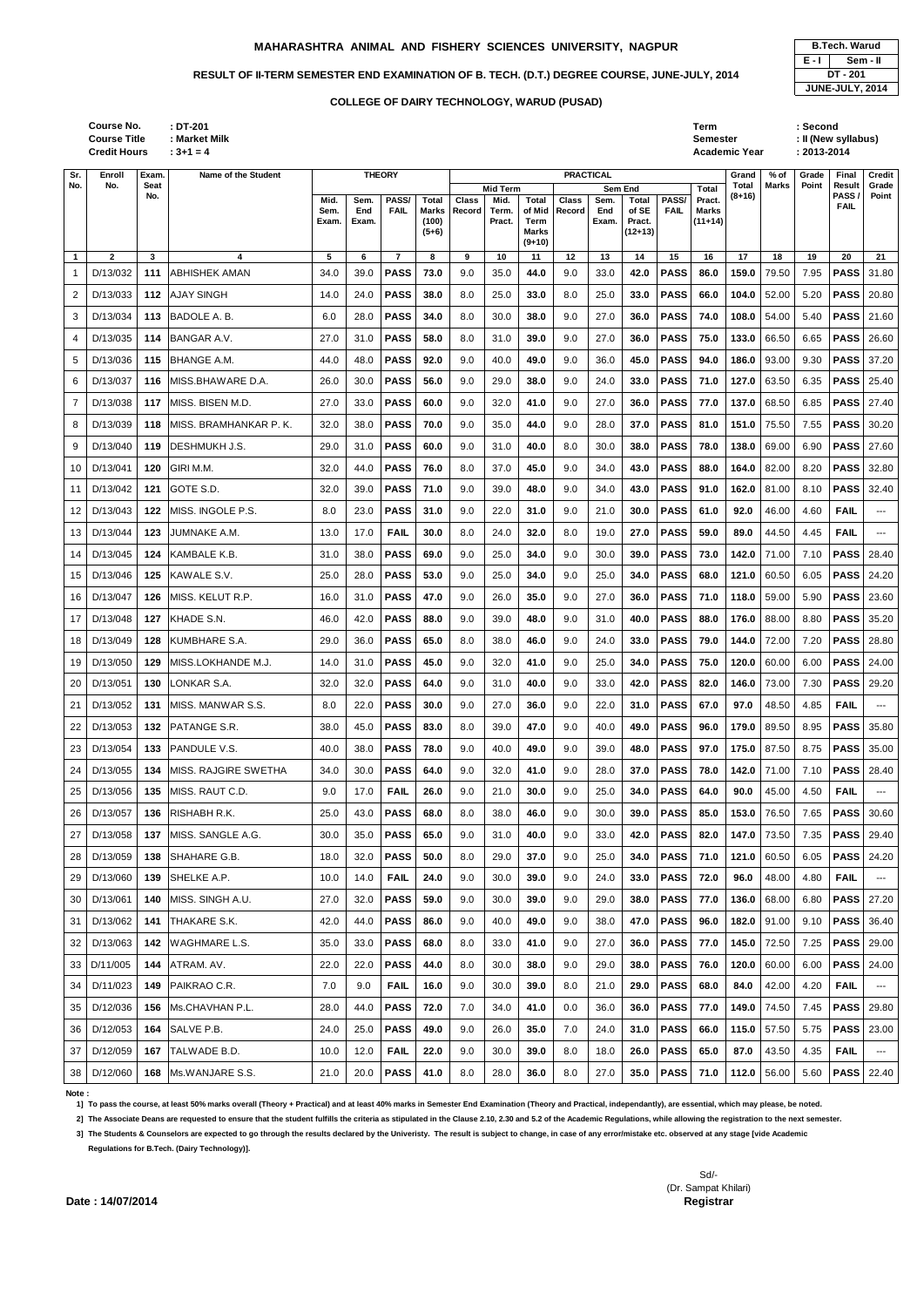# MAHARASHTRA ANIMAL AND FISHERY SCIENCES UNIVERSITY, NAGPUR

| B.Tech. Warud | |
|---|---|
| E - I | Sem - II |
| DT - 201 | |
| JUNE-JULY, 2014 | |

## RESULT OF II-TERM SEMESTER END EXAMINATION OF B. TECH. (D.T.) DEGREE COURSE, JUNE-JULY, 2014

### COLLEGE OF DAIRY TECHNOLOGY, WARUD (PUSAD)

Course No. : DT-201
Course Title : Market Milk
Credit Hours : 3+1 = 4

Term : Second
Semester : II (New syllabus)
Academic Year : 2013-2014

| Sr. No. | Enroll No. | Exam. Seat No. | Name of the Student | THEORY | | | | PRACTICAL | | | | | | | | Grand Total (8+16) | % of Marks | Grade Point | Final Result PASS / FAIL | Credit Grade Point |
|---|---|---|---|---|---|---|---|---|---|---|---|---|---|---|---|---|---|---|---|---|
| | | | | Mid. Sem. Exam. | Sem. End Exam. | PASS/ FAIL | Total Marks (100) (5+6) | Mid Term Class Record | Mid Term Mid. Term. Pract. | Total of Mid Term Marks (9+10) | Sem End Class Record | Sem End Sem. End Exam. | Total of SE Pract. (12+13) | PASS/ FAIL | Total Pract. Marks (11+14) | | | | | |
| 1 | 2 | 3 | 4 | 5 | 6 | 7 | 8 | 9 | 10 | 11 | 12 | 13 | 14 | 15 | 16 | 17 | 18 | 19 | 20 | 21 |
| 1 | D/13/032 | 111 | ABHISHEK AMAN | 34.0 | 39.0 | PASS | 73.0 | 9.0 | 35.0 | 44.0 | 9.0 | 33.0 | 42.0 | PASS | 86.0 | 159.0 | 79.50 | 7.95 | PASS | 31.80 |
| 2 | D/13/033 | 112 | AJAY SINGH | 14.0 | 24.0 | PASS | 38.0 | 8.0 | 25.0 | 33.0 | 8.0 | 25.0 | 33.0 | PASS | 66.0 | 104.0 | 52.00 | 5.20 | PASS | 20.80 |
| 3 | D/13/034 | 113 | BADOLE A. B. | 6.0 | 28.0 | PASS | 34.0 | 8.0 | 30.0 | 38.0 | 9.0 | 27.0 | 36.0 | PASS | 74.0 | 108.0 | 54.00 | 5.40 | PASS | 21.60 |
| 4 | D/13/035 | 114 | BANGAR A.V. | 27.0 | 31.0 | PASS | 58.0 | 8.0 | 31.0 | 39.0 | 9.0 | 27.0 | 36.0 | PASS | 75.0 | 133.0 | 66.50 | 6.65 | PASS | 26.60 |
| 5 | D/13/036 | 115 | BHANGE A.M. | 44.0 | 48.0 | PASS | 92.0 | 9.0 | 40.0 | 49.0 | 9.0 | 36.0 | 45.0 | PASS | 94.0 | 186.0 | 93.00 | 9.30 | PASS | 37.20 |
| 6 | D/13/037 | 116 | MISS.BHAWARE D.A. | 26.0 | 30.0 | PASS | 56.0 | 9.0 | 29.0 | 38.0 | 9.0 | 24.0 | 33.0 | PASS | 71.0 | 127.0 | 63.50 | 6.35 | PASS | 25.40 |
| 7 | D/13/038 | 117 | MISS. BISEN M.D. | 27.0 | 33.0 | PASS | 60.0 | 9.0 | 32.0 | 41.0 | 9.0 | 27.0 | 36.0 | PASS | 77.0 | 137.0 | 68.50 | 6.85 | PASS | 27.40 |
| 8 | D/13/039 | 118 | MISS. BRAMHANKAR P. K. | 32.0 | 38.0 | PASS | 70.0 | 9.0 | 35.0 | 44.0 | 9.0 | 28.0 | 37.0 | PASS | 81.0 | 151.0 | 75.50 | 7.55 | PASS | 30.20 |
| 9 | D/13/040 | 119 | DESHMUKH J.S. | 29.0 | 31.0 | PASS | 60.0 | 9.0 | 31.0 | 40.0 | 8.0 | 30.0 | 38.0 | PASS | 78.0 | 138.0 | 69.00 | 6.90 | PASS | 27.60 |
| 10 | D/13/041 | 120 | GIRI M.M. | 32.0 | 44.0 | PASS | 76.0 | 8.0 | 37.0 | 45.0 | 9.0 | 34.0 | 43.0 | PASS | 88.0 | 164.0 | 82.00 | 8.20 | PASS | 32.80 |
| 11 | D/13/042 | 121 | GOTE S.D. | 32.0 | 39.0 | PASS | 71.0 | 9.0 | 39.0 | 48.0 | 9.0 | 34.0 | 43.0 | PASS | 91.0 | 162.0 | 81.00 | 8.10 | PASS | 32.40 |
| 12 | D/13/043 | 122 | MISS. INGOLE P.S. | 8.0 | 23.0 | PASS | 31.0 | 9.0 | 22.0 | 31.0 | 9.0 | 21.0 | 30.0 | PASS | 61.0 | 92.0 | 46.00 | 4.60 | FAIL | --- |
| 13 | D/13/044 | 123 | JUMNAKE A.M. | 13.0 | 17.0 | FAIL | 30.0 | 8.0 | 24.0 | 32.0 | 8.0 | 19.0 | 27.0 | PASS | 59.0 | 89.0 | 44.50 | 4.45 | FAIL | --- |
| 14 | D/13/045 | 124 | KAMBALE K.B. | 31.0 | 38.0 | PASS | 69.0 | 9.0 | 25.0 | 34.0 | 9.0 | 30.0 | 39.0 | PASS | 73.0 | 142.0 | 71.00 | 7.10 | PASS | 28.40 |
| 15 | D/13/046 | 125 | KAWALE S.V. | 25.0 | 28.0 | PASS | 53.0 | 9.0 | 25.0 | 34.0 | 9.0 | 25.0 | 34.0 | PASS | 68.0 | 121.0 | 60.50 | 6.05 | PASS | 24.20 |
| 16 | D/13/047 | 126 | MISS. KELUT R.P. | 16.0 | 31.0 | PASS | 47.0 | 9.0 | 26.0 | 35.0 | 9.0 | 27.0 | 36.0 | PASS | 71.0 | 118.0 | 59.00 | 5.90 | PASS | 23.60 |
| 17 | D/13/048 | 127 | KHADE S.N. | 46.0 | 42.0 | PASS | 88.0 | 9.0 | 39.0 | 48.0 | 9.0 | 31.0 | 40.0 | PASS | 88.0 | 176.0 | 88.00 | 8.80 | PASS | 35.20 |
| 18 | D/13/049 | 128 | KUMBHARE S.A. | 29.0 | 36.0 | PASS | 65.0 | 8.0 | 38.0 | 46.0 | 9.0 | 24.0 | 33.0 | PASS | 79.0 | 144.0 | 72.00 | 7.20 | PASS | 28.80 |
| 19 | D/13/050 | 129 | MISS.LOKHANDE M.J. | 14.0 | 31.0 | PASS | 45.0 | 9.0 | 32.0 | 41.0 | 9.0 | 25.0 | 34.0 | PASS | 75.0 | 120.0 | 60.00 | 6.00 | PASS | 24.00 |
| 20 | D/13/051 | 130 | LONKAR S.A. | 32.0 | 32.0 | PASS | 64.0 | 9.0 | 31.0 | 40.0 | 9.0 | 33.0 | 42.0 | PASS | 82.0 | 146.0 | 73.00 | 7.30 | PASS | 29.20 |
| 21 | D/13/052 | 131 | MISS. MANWAR S.S. | 8.0 | 22.0 | PASS | 30.0 | 9.0 | 27.0 | 36.0 | 9.0 | 22.0 | 31.0 | PASS | 67.0 | 97.0 | 48.50 | 4.85 | FAIL | --- |
| 22 | D/13/053 | 132 | PATANGE S.R. | 38.0 | 45.0 | PASS | 83.0 | 8.0 | 39.0 | 47.0 | 9.0 | 40.0 | 49.0 | PASS | 96.0 | 179.0 | 89.50 | 8.95 | PASS | 35.80 |
| 23 | D/13/054 | 133 | PANDULE V.S. | 40.0 | 38.0 | PASS | 78.0 | 9.0 | 40.0 | 49.0 | 9.0 | 39.0 | 48.0 | PASS | 97.0 | 175.0 | 87.50 | 8.75 | PASS | 35.00 |
| 24 | D/13/055 | 134 | MISS. RAJGIRE SWETHA | 34.0 | 30.0 | PASS | 64.0 | 9.0 | 32.0 | 41.0 | 9.0 | 28.0 | 37.0 | PASS | 78.0 | 142.0 | 71.00 | 7.10 | PASS | 28.40 |
| 25 | D/13/056 | 135 | MISS. RAUT C.D. | 9.0 | 17.0 | FAIL | 26.0 | 9.0 | 21.0 | 30.0 | 9.0 | 25.0 | 34.0 | PASS | 64.0 | 90.0 | 45.00 | 4.50 | FAIL | --- |
| 26 | D/13/057 | 136 | RISHABH R.K. | 25.0 | 43.0 | PASS | 68.0 | 8.0 | 38.0 | 46.0 | 9.0 | 30.0 | 39.0 | PASS | 85.0 | 153.0 | 76.50 | 7.65 | PASS | 30.60 |
| 27 | D/13/058 | 137 | MISS. SANGLE A.G. | 30.0 | 35.0 | PASS | 65.0 | 9.0 | 31.0 | 40.0 | 9.0 | 33.0 | 42.0 | PASS | 82.0 | 147.0 | 73.50 | 7.35 | PASS | 29.40 |
| 28 | D/13/059 | 138 | SHAHARE G.B. | 18.0 | 32.0 | PASS | 50.0 | 8.0 | 29.0 | 37.0 | 9.0 | 25.0 | 34.0 | PASS | 71.0 | 121.0 | 60.50 | 6.05 | PASS | 24.20 |
| 29 | D/13/060 | 139 | SHELKE A.P. | 10.0 | 14.0 | FAIL | 24.0 | 9.0 | 30.0 | 39.0 | 9.0 | 24.0 | 33.0 | PASS | 72.0 | 96.0 | 48.00 | 4.80 | FAIL | --- |
| 30 | D/13/061 | 140 | MISS. SINGH A.U. | 27.0 | 32.0 | PASS | 59.0 | 9.0 | 30.0 | 39.0 | 9.0 | 29.0 | 38.0 | PASS | 77.0 | 136.0 | 68.00 | 6.80 | PASS | 27.20 |
| 31 | D/13/062 | 141 | THAKARE S.K. | 42.0 | 44.0 | PASS | 86.0 | 9.0 | 40.0 | 49.0 | 9.0 | 38.0 | 47.0 | PASS | 96.0 | 182.0 | 91.00 | 9.10 | PASS | 36.40 |
| 32 | D/13/063 | 142 | WAGHMARE L.S. | 35.0 | 33.0 | PASS | 68.0 | 8.0 | 33.0 | 41.0 | 9.0 | 27.0 | 36.0 | PASS | 77.0 | 145.0 | 72.50 | 7.25 | PASS | 29.00 |
| 33 | D/11/005 | 144 | ATRAM. AV. | 22.0 | 22.0 | PASS | 44.0 | 8.0 | 30.0 | 38.0 | 9.0 | 29.0 | 38.0 | PASS | 76.0 | 120.0 | 60.00 | 6.00 | PASS | 24.00 |
| 34 | D/11/023 | 149 | PAIKRAO C.R. | 7.0 | 9.0 | FAIL | 16.0 | 9.0 | 30.0 | 39.0 | 8.0 | 21.0 | 29.0 | PASS | 68.0 | 84.0 | 42.00 | 4.20 | FAIL | --- |
| 35 | D/12/036 | 156 | Ms.CHAVHAN P.L. | 28.0 | 44.0 | PASS | 72.0 | 7.0 | 34.0 | 41.0 | 0.0 | 36.0 | 36.0 | PASS | 77.0 | 149.0 | 74.50 | 7.45 | PASS | 29.80 |
| 36 | D/12/053 | 164 | SALVE P.B. | 24.0 | 25.0 | PASS | 49.0 | 9.0 | 26.0 | 35.0 | 7.0 | 24.0 | 31.0 | PASS | 66.0 | 115.0 | 57.50 | 5.75 | PASS | 23.00 |
| 37 | D/12/059 | 167 | TALWADE B.D. | 10.0 | 12.0 | FAIL | 22.0 | 9.0 | 30.0 | 39.0 | 8.0 | 18.0 | 26.0 | PASS | 65.0 | 87.0 | 43.50 | 4.35 | FAIL | --- |
| 38 | D/12/060 | 168 | Ms.WANJARE S.S. | 21.0 | 20.0 | PASS | 41.0 | 8.0 | 28.0 | 36.0 | 8.0 | 27.0 | 35.0 | PASS | 71.0 | 112.0 | 56.00 | 5.60 | PASS | 22.40 |

**Note :**

1] To pass the course, at least 50% marks overall (Theory + Practical) and at least 40% marks in Semester End Examination (Theory and Practical, independantly), are essential, which may please, be noted.

2] The Associate Deans are requested to ensure that the student fulfills the criteria as stipulated in the Clause 2.10, 2.30 and 5.2 of the Academic Regulations, while allowing the registration to the next semester.

3] The Students & Counselors are expected to go through the results declared by the Univeristy. The result is subject to change, in case of any error/mistake etc. observed at any stage [vide Academic Regulations for B.Tech. (Dairy Technology)].

Date : 14/07/2014

Sd/-
(Dr. Sampat Khilari)
**Registrar**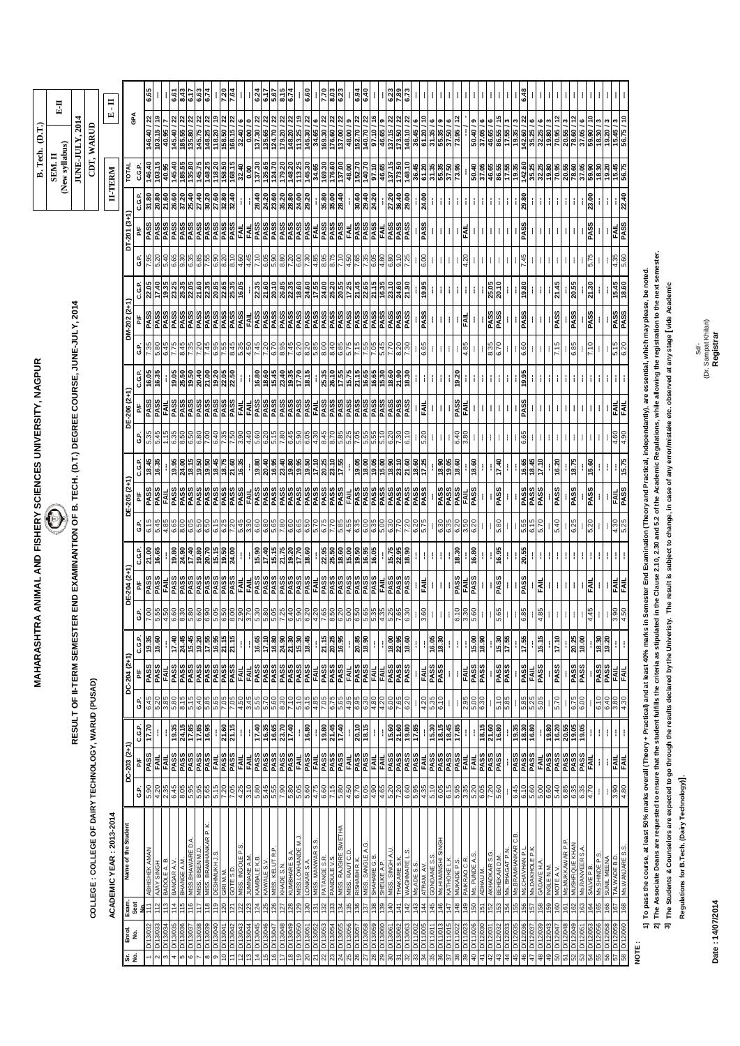# MAHARASHTRA ANIMAL AND FISHERY SCIENCES UNIVERSITY, NAGPUR

## RESULT OF II-TERM SEMESTER END EXAMINATION OF B. TECH. (D.T.) DEGREE COURSE, JUNE-JULY, 2014

**COLLEGE : COLLEGE OF DAIRY TECHNOLOGY, WARUD (PUSAD)**

**ACADEMIC YEAR : 2013-2014**

| B. Tech. (D.T.) | |
|---|---|
| SEM. II (New syllabus) | E-II |
| JUNE-JULY, 2014 | |
| CDT, WARUD | |

II-TERM | E - II

| Sr. No. | Enrol. No. | Exam. Seat No. | Name of the Student | DC-203 (2+1) | | | DC-204 (2+1) | | | DE-204 (2+1) | | | DE-205 (2+1) | | | DE-206 (2+1) | | | DM-202 (2+1) | | | DT-201 (3+1) | | | TOTAL | GPA | |
|---|---|---|---|---|---|---|---|---|---|---|---|---|---|---|---|---|---|---|---|---|---|---|---|---|---|---|---|
| | | | | G.P. | P/F | C.G.P. | G.P. | P/F | C.G.P. | G.P. | P/F | C.G.P. | G.P. | P/F | C.G.P. | G.P. | P/F | C.G.P. | G.P. | P/F | C.G.P. | G.P. | P/F | C.G.P. | C.G.P. | | |
| 1 | D/13032 | 111 | ABHISHEK AMAN | 5.90 | PASS | 17.70 | 6.45 | PASS | 19.35 | 7.00 | PASS | 21.00 | 6.15 | PASS | 18.45 | 5.35 | PASS | 16.05 | 7.35 | PASS | 22.05 | 7.95 | PASS | 31.80 | 146.40 | 146.40 / 22 | 6.65 |
| 2 | D/13033 | 112 | AJAY SINGH | 4.20 | FAIL | --- | 5.20 | PASS | 15.60 | 5.55 | PASS | 16.65 | 5.45 | PASS | 16.35 | 5.45 | PASS | 16.35 | 5.80 | PASS | 17.40 | 5.20 | PASS | 20.80 | 103.15 | 103.15 / 19 | --- |
| 3 | D/13034 | 113 | BADOLE A. B. | 2.35 | FAIL | --- | 3.85 | FAIL | --- | 4.55 | FAIL | --- | 4.15 | FAIL | --- | 4.15 | FAIL | --- | 6.45 | PASS | 19.35 | 5.40 | PASS | 21.60 | 40.95 | 40.95 / 7 | --- |
| 4 | D/13035 | 114 | BANGAR A.V. | 6.45 | PASS | 19.35 | 5.80 | PASS | 17.40 | 6.60 | PASS | 19.80 | 6.65 | PASS | 19.95 | 6.35 | PASS | 19.05 | 7.75 | PASS | 23.25 | 6.65 | PASS | 26.60 | 145.40 | 145.40 / 22 | 6.61 |
| 5 | D/13036 | 115 | BHANGE A.M. | 8.05 | PASS | 24.15 | 8.15 | PASS | 24.45 | 8.30 | PASS | 24.90 | 8.00 | PASS | 24.00 | 8.50 | PASS | 25.50 | 8.45 | PASS | 25.35 | 9.30 | PASS | 37.20 | 185.55 | 185.55 / 22 | 8.43 |
| 6 | D/13037 | 116 | MISS.BHAWARE D.A. | 5.95 | PASS | 17.85 | 5.15 | PASS | 15.45 | 5.80 | PASS | 17.40 | 6.05 | PASS | 18.15 | 6.50 | PASS | 19.50 | 7.35 | PASS | 22.05 | 6.35 | PASS | 25.40 | 135.80 | 135.80 / 22 | 6.17 |
| 7 | D/13038 | 117 | MISS. BISEN M.D. | 5.95 | PASS | 17.85 | 6.40 | PASS | 19.20 | 6.60 | PASS | 19.80 | 6.50 | PASS | 19.50 | 6.80 | PASS | 20.40 | 7.20 | PASS | 21.60 | 6.85 | PASS | 27.40 | 145.75 | 145.75 / 22 | 6.63 |
| 8 | D/13039 | 118 | MISS. BRAMHANKAR P. K. | 5.65 | PASS | 16.95 | 5.85 | PASS | 17.55 | 6.90 | PASS | 20.70 | 6.50 | PASS | 19.50 | 7.00 | PASS | 21.00 | 7.45 | PASS | 22.35 | 7.55 | PASS | 30.20 | 148.25 | 148.25 / 22 | 6.74 |
| 9 | D/13040 | 119 | DESHMUKH J.S. | 5.15 | FAIL | --- | 5.65 | PASS | 16.95 | 5.05 | PASS | 15.15 | 6.15 | PASS | 18.45 | 6.40 | PASS | 19.20 | 6.95 | PASS | 20.85 | 6.90 | PASS | 27.60 | 118.20 | 118.20 / 19 | --- |
| 10 | D/13041 | 120 | GIRI M.M. | 7.20 | PASS | 21.60 | 7.05 | PASS | 21.15 | 6.50 | PASS | 19.50 | 6.25 | PASS | 18.75 | 7.35 | PASS | 22.05 | 7.55 | PASS | 22.65 | 8.20 | PASS | 32.80 | 158.50 | 158.50 / 22 | 7.20 |
| 11 | D/13042 | 121 | GOTE S.D. | 7.05 | PASS | 21.15 | 7.05 | PASS | 21.15 | 8.00 | PASS | 24.00 | 7.20 | PASS | 21.60 | 7.50 | PASS | 22.50 | 8.45 | PASS | 25.35 | 8.10 | PASS | 32.40 | 168.15 | 168.15 / 22 | 7.64 |
| 12 | D/13043 | 122 | MISS. INGOLE P.S. | 4.25 | FAIL | --- | 4.50 | FAIL | --- | 2.90 | FAIL | --- | 5.45 | PASS | 16.35 | 3.90 | FAIL | --- | 5.35 | PASS | 16.05 | 4.60 | FAIL | --- | 32.40 | 32.40 / 6 | --- |
| 13 | D/13044 | 123 | JUMNAKE A.M. | 3.10 | FAIL | --- | 3.45 | FAIL | --- | 3.70 | FAIL | --- | 3.30 | FAIL | --- | 4.40 | FAIL | --- | 4.50 | FAIL | --- | 4.45 | FAIL | --- | 0.00 | 0.00 / 0 | --- |
| 14 | D/13045 | 124 | KAMBALE K.B. | 5.80 | PASS | 17.40 | 5.55 | PASS | 16.65 | 5.30 | PASS | 15.90 | 6.60 | PASS | 19.80 | 5.60 | PASS | 16.80 | 7.45 | PASS | 22.35 | 7.10 | PASS | 28.40 | 137.30 | 137.30 / 22 | 6.24 |
| 15 | D/13046 | 125 | KAWALE S.V. | 5.45 | PASS | 16.35 | 5.70 | PASS | 17.10 | 5.80 | PASS | 17.40 | 6.80 | PASS | 20.40 | 6.20 | PASS | 18.60 | 7.20 | PASS | 21.60 | 6.05 | PASS | 24.20 | 135.65 | 135.65 / 22 | 6.17 |
| 16 | D/13047 | 126 | MISS. KELUT R.P. | 5.55 | PASS | 16.65 | 5.60 | PASS | 16.80 | 5.05 | PASS | 15.15 | 5.65 | PASS | 16.95 | 5.15 | PASS | 15.45 | 6.70 | PASS | 20.10 | 5.90 | PASS | 23.60 | 124.70 | 124.70 / 22 | 5.67 |
| 17 | D/13048 | 127 | KHADSE S.N. | 7.90 | PASS | 23.70 | 8.30 | PASS | 24.90 | 7.80 | PASS | 23.40 | 7.80 | PASS | 23.40 | 8.15 | PASS | 24.45 | 8.70 | PASS | 26.10 | 8.30 | PASS | 33.20 | 179.20 | 179.20 / 22 | 8.15 |
| 18 | D/13049 | 128 | KUMBHARE S.A. | 5.80 | PASS | 17.40 | 7.10 | PASS | 21.30 | 6.40 | PASS | 19.20 | 6.60 | PASS | 19.80 | 6.45 | PASS | 19.35 | 7.45 | PASS | 22.35 | 7.20 | PASS | 28.80 | 148.20 | 148.20 / 22 | 6.74 |
| 19 | D/13050 | 129 | MISS LOKHANDE M.J. | 5.05 | FAIL | --- | 5.10 | PASS | 15.30 | 5.90 | PASS | 17.70 | 6.65 | PASS | 19.95 | 5.90 | PASS | 17.70 | 6.20 | PASS | 18.60 | 6.00 | PASS | 24.00 | 113.25 | 113.25 / 19 | --- |
| 20 | D/13051 | 130 | LONKAR S.A. | 5.60 | PASS | 16.80 | 6.15 | PASS | 18.45 | 6.20 | PASS | 18.60 | 6.50 | PASS | 19.50 | 6.05 | PASS | 18.15 | 8.20 | PASS | 24.60 | 7.30 | PASS | 29.20 | 145.30 | 145.30 / 22 | 6.60 |
| 21 | D/13052 | 131 | MISS. MANWAR S.S. | 4.75 | FAIL | --- | 4.85 | FAIL | --- | 4.20 | FAIL | --- | 5.70 | PASS | 17.10 | 4.30 | FAIL | --- | 5.85 | PASS | 17.55 | 4.85 | FAIL | --- | 34.65 | 34.65 / 6 | --- |
| 22 | D/13053 | 132 | PATANGE S.R. | 6.60 | PASS | 19.80 | 7.05 | PASS | 21.15 | 7.65 | PASS | 22.95 | 6.75 | PASS | 20.25 | 8.45 | PASS | 25.35 | 8.00 | PASS | 24.00 | 8.95 | PASS | 35.80 | 169.30 | 169.30 / 22 | 7.70 |
| 23 | D/13054 | 133 | PANDULE V.S. | 7.15 | PASS | 21.45 | 6.75 | PASS | 20.25 | 8.50 | PASS | 25.50 | 7.70 | PASS | 23.10 | 8.70 | PASS | 26.10 | 8.40 | PASS | 25.20 | 8.75 | PASS | 35.00 | 176.60 | 176.60 / 22 | 8.03 |
| 24 | D/13055 | 134 | MISS. RAJGURE SWETHA | 5.80 | PASS | 17.40 | 5.65 | PASS | 16.95 | 6.20 | PASS | 18.60 | 5.85 | PASS | 17.55 | 5.85 | PASS | 17.55 | 6.85 | PASS | 20.55 | 7.10 | PASS | 28.40 | 137.00 | 137.00 / 22 | 6.23 |
| 25 | D/13056 | 135 | MISS. RAUT C.D. | 4.50 | FAIL | --- | 4.95 | FAIL | --- | 5.00 | PASS | 15.00 | 4.55 | FAIL | --- | 5.25 | PASS | 15.75 | 5.75 | PASS | 17.25 | 4.50 | FAIL | --- | 48.00 | 48.00 / 9 | --- |
| 26 | D/13057 | 136 | RISHABH R.K. | 6.70 | PASS | 20.10 | 6.95 | PASS | 20.85 | 6.50 | PASS | 19.50 | 6.35 | PASS | 19.05 | 7.05 | PASS | 21.15 | 7.15 | PASS | 21.45 | 7.65 | PASS | 30.60 | 152.70 | 152.70 / 22 | 6.94 |
| 27 | D/13058 | 137 | MISS. SANGLE A.G. | 6.05 | PASS | 18.15 | 6.30 | PASS | 18.90 | 5.65 | PASS | 16.95 | 6.00 | PASS | 18.00 | 5.55 | PASS | 16.65 | 7.55 | PASS | 22.65 | 7.35 | PASS | 29.40 | 140.70 | 140.70 / 22 | 6.40 |
| 28 | D/13059 | 138 | SHAHARE G.B. | 4.90 | FAIL | --- | 4.80 | FAIL | --- | 5.35 | PASS | 16.05 | 6.35 | PASS | 19.05 | 5.55 | PASS | 16.65 | 7.05 | PASS | 21.15 | 6.05 | PASS | 24.20 | 97.10 | 97.10 / 16 | --- |
| 29 | D/13060 | 139 | SHELKE A.P. | 4.65 | FAIL | --- | 4.20 | FAIL | --- | 4.35 | FAIL | --- | 5.00 | PASS | 15.00 | 5.10 | PASS | 15.30 | 5.45 | PASS | 16.35 | 4.80 | FAIL | --- | 46.65 | 46.65 / 9 | --- |
| 30 | D/13061 | 140 | MISS. SINGH A.U. | 5.20 | PASS | 15.60 | 6.00 | PASS | 18.00 | 5.25 | PASS | 15.75 | 5.30 | PASS | 15.90 | 6.20 | PASS | 18.60 | 7.70 | PASS | 23.10 | 7.55 | PASS | 30.20 | 137.15 | 137.15 / 22 | 6.23 |
| 31 | D/13062 | 141 | THAKARE S.K. | 7.20 | PASS | 21.60 | 7.65 | PASS | 22.95 | 7.65 | PASS | 22.95 | 7.70 | PASS | 23.10 | 7.30 | PASS | 21.90 | 8.20 | PASS | 24.60 | 9.10 | PASS | 36.40 | 173.50 | 173.50 / 22 | 7.89 |
| 32 | D/13063 | 142 | WAGHMARE L.S. | 6.60 | PASS | 19.80 | 6.20 | PASS | 18.60 | 6.30 | PASS | 18.90 | 7.20 | PASS | 21.60 | 6.10 | PASS | 18.30 | 7.30 | PASS | 21.90 | 7.25 | PASS | 29.00 | 148.10 | 148.10 / 22 | 6.73 |
| 33 | D/11002 | 143 | Ms.ADE S.S. | 5.95 | PASS | 17.85 | --- | --- | --- | --- | --- | --- | 6.20 | PASS | 18.60 | --- | --- | --- | --- | --- | --- | --- | --- | --- | 36.45 | 36.45 / 6 | --- |
| 34 | D/11005 | 144 | ATRAM A.V. | 4.35 | FAIL | --- | 4.20 | FAIL | --- | 3.60 | FAIL | --- | 5.75 | PASS | 17.25 | 5.20 | FAIL | --- | 6.65 | PASS | 19.95 | 6.00 | PASS | 24.00 | 61.20 | 61.20 / 10 | --- |
| 35 | D/11011 | 145 | GONDANE S.S. | 5.10 | PASS | 15.30 | 5.35 | PASS | 16.05 | --- | --- | --- | --- | --- | --- | --- | --- | --- | --- | --- | --- | --- | --- | --- | 31.35 | 31.35 / 6 | --- |
| 36 | D/11013 | 146 | Ms.HIMANSHI SINGH | 6.05 | PASS | 18.15 | 6.10 | PASS | 18.30 | --- | --- | --- | 6.30 | PASS | 18.90 | --- | --- | --- | --- | --- | --- | --- | --- | --- | 55.35 | 55.35 / 9 | --- |
| 37 | D/11017 | 147 | KATHOLE V.K. | 6.15 | PASS | 18.45 | --- | --- | --- | --- | --- | --- | 6.35 | PASS | 19.05 | --- | --- | --- | --- | --- | --- | --- | --- | --- | 37.50 | 37.50 / 6 | --- |
| 38 | D/11022 | 148 | MUKADE P.S. | 5.95 | PASS | 17.85 | --- | --- | --- | 6.10 | PASS | 18.30 | 6.20 | PASS | 18.60 | 6.40 | PASS | 19.20 | --- | --- | --- | --- | --- | --- | 73.95 | 73.95 / 12 | --- |
| 39 | D/11023 | 149 | PAIKRAO C.R. | 3.35 | FAIL | --- | 2.95 | FAIL | --- | 3.30 | FAIL | --- | 3.50 | FAIL | --- | 3.80 | FAIL | --- | 4.85 | FAIL | --- | 4.20 | FAIL | --- | --- | --- | --- |
| 40 | D/11026 | 150 | Ms. PUNDE A.S. | 5.20 | FAIL | --- | 5.00 | PASS | 15.00 | 5.60 | PASS | 16.80 | 6.20 | PASS | 18.60 | --- | --- | --- | --- | --- | --- | --- | --- | --- | 50.40 | 50.40 / 9 | --- |
| 41 | D/12030 | 151 | ADHAU M. | 6.05 | PASS | 18.15 | 6.30 | PASS | 18.90 | --- | --- | --- | --- | --- | --- | --- | --- | --- | --- | --- | --- | --- | --- | --- | 37.05 | 37.05 / 6 | --- |
| 42 | D/12031 | 152 | AKHADKAR S.G. | 7.20 | PASS | 21.60 | --- | --- | --- | --- | --- | --- | --- | --- | --- | --- | --- | --- | 8.35 | PASS | 25.05 | --- | --- | --- | 46.65 | 46.65 / 6 | --- |
| 43 | D/12032 | 153 | BEHEKAR D.M. | 5.60 | PASS | 16.80 | 5.10 | PASS | 15.30 | 5.65 | PASS | 16.95 | 5.80 | PASS | 17.40 | --- | --- | --- | 6.70 | PASS | 20.10 | --- | --- | --- | 86.55 | 86.55 / 15 | --- |
| 44 | D/12033 | 154 | Ms. BHAGAT P.N. | --- | --- | --- | 5.85 | PASS | 17.55 | --- | --- | --- | --- | --- | --- | --- | --- | --- | --- | --- | --- | --- | --- | --- | 17.55 | 17.55 / 3 | --- |
| 45 | D/12035 | 155 | Ms.BRAMHANKAR C.B. | 6.45 | PASS | 19.35 | --- | --- | --- | --- | --- | --- | --- | --- | --- | --- | --- | --- | --- | --- | --- | --- | --- | --- | 19.35 | 19.35 / 3 | --- |
| 46 | D/12036 | 156 | Ms.CHAVHAN P.L. | 6.10 | PASS | 18.30 | 5.85 | PASS | 17.55 | 6.85 | PASS | 20.55 | 5.55 | PASS | 16.65 | 6.65 | PASS | 19.95 | 6.60 | PASS | 19.80 | 7.45 | PASS | 29.80 | 142.60 | 142.60 / 22 | 6.48 |
| 47 | D/12037 | 157 | Ms.DAKHOLE P.K. | 5.60 | PASS | 16.80 | 5.25 | FAIL | --- | --- | --- | --- | 6.15 | PASS | 18.45 | --- | --- | --- | --- | --- | --- | --- | --- | --- | 35.25 | 35.25 / 6 | --- |
| 48 | D/12039 | 158 | GADAVE H.A. | 5.00 | FAIL | --- | 5.05 | PASS | 15.15 | 4.85 | FAIL | --- | 5.70 | PASS | 17.10 | --- | --- | --- | --- | --- | --- | --- | --- | --- | 32.25 | 32.25 / 6 | --- |
| 49 | D/12043 | 159 | INGLE N.M. | 6.60 | PASS | 19.80 | --- | --- | --- | --- | --- | --- | --- | --- | --- | --- | --- | --- | --- | --- | --- | --- | --- | --- | 19.80 | 19.80 / 3 | --- |
| 50 | D/12047 | 160 | MOTE A.V. | 5.40 | PASS | 16.20 | 5.70 | PASS | 17.10 | --- | --- | --- | 5.40 | PASS | 16.20 | --- | --- | --- | 7.15 | PASS | 21.45 | --- | --- | --- | 70.95 | 70.95 / 12 | --- |
| 51 | D/12048 | 161 | Ms.MUKKAWAR P.P. | 6.85 | PASS | 20.55 | --- | --- | --- | --- | --- | --- | --- | --- | --- | --- | --- | --- | --- | --- | --- | --- | --- | --- | 20.55 | 20.55 / 3 | --- |
| 52 | D/12049 | 162 | MUSHFIQUE KHAN | 6.35 | PASS | 19.05 | 6.75 | PASS | 20.25 | --- | --- | --- | 6.25 | PASS | 18.75 | --- | --- | --- | 6.85 | PASS | 20.55 | --- | --- | --- | 78.60 | 78.60 / 12 | --- |
| 53 | D/12051 | 163 | Ms.RANVEER S.A. | 6.35 | PASS | 19.05 | 6.00 | PASS | 18.00 | --- | --- | --- | --- | --- | --- | --- | --- | --- | --- | --- | --- | --- | --- | --- | 37.05 | 37.05 / 6 | --- |
| 54 | D/12053 | 164 | SALVE P.B. | 4.70 | FAIL | --- | --- | --- | --- | 4.45 | FAIL | --- | 5.20 | PASS | 15.60 | --- | --- | --- | 7.10 | PASS | 21.30 | 5.75 | PASS | 23.00 | 59.90 | 59.90 / 10 | --- |
| 55 | D/12056 | 165 | Ms.SHINDE P.S. | --- | --- | --- | 6.10 | PASS | 18.30 | --- | --- | --- | --- | --- | --- | --- | --- | --- | --- | --- | --- | --- | --- | --- | 18.30 | 18.30 / 3 | --- |
| 56 | D/12058 | 166 | SUNIL MEENA | --- | --- | --- | 6.40 | PASS | 19.20 | --- | --- | --- | --- | --- | --- | --- | --- | --- | --- | --- | --- | --- | --- | --- | 19.20 | 19.20 / 3 | --- |
| 57 | D/12059 | 167 | TALWADE B.D. | 3.90 | FAIL | --- | 3.30 | FAIL | --- | 3.90 | FAIL | --- | 4.30 | FAIL | --- | 4.60 | FAIL | --- | 5.15 | PASS | 15.45 | 4.35 | FAIL | --- | 15.45 | 15.45 / 3 | --- |
| 58 | D/12060 | 168 | Ms.WANJARE S.S. | 4.80 | FAIL | --- | 4.30 | FAIL | --- | 4.50 | FAIL | --- | 5.25 | PASS | 15.75 | 4.90 | FAIL | --- | 6.20 | PASS | 18.60 | 5.60 | PASS | 22.40 | 56.75 | 56.75 / 10 | --- |

**NOTE :**

1] To pass the course, at least 50% marks overall (Theory + Practical) and at least 40% marks in Semester End Examination (Theory and Practical, independently), are essential, which may please, be noted.

2] The Associate Deans are requested to ensure that the student fulfills the criteria as stipulated in the Clause 2.10, 2.30 and 5.2 of the Academic Regulations, while allowing the registration to the next semester.

3] The Students & Counselors are expected to go through the results declared by the University. The result is subject to change, in case of any error/mistake etc. observed at any stage [ vide Academic Regulations for B.Tech. (Dairy Technology)].

**Date : 14/07/2014**

Sd/-
(Dr. Sampat Khilari)
**Registrar**